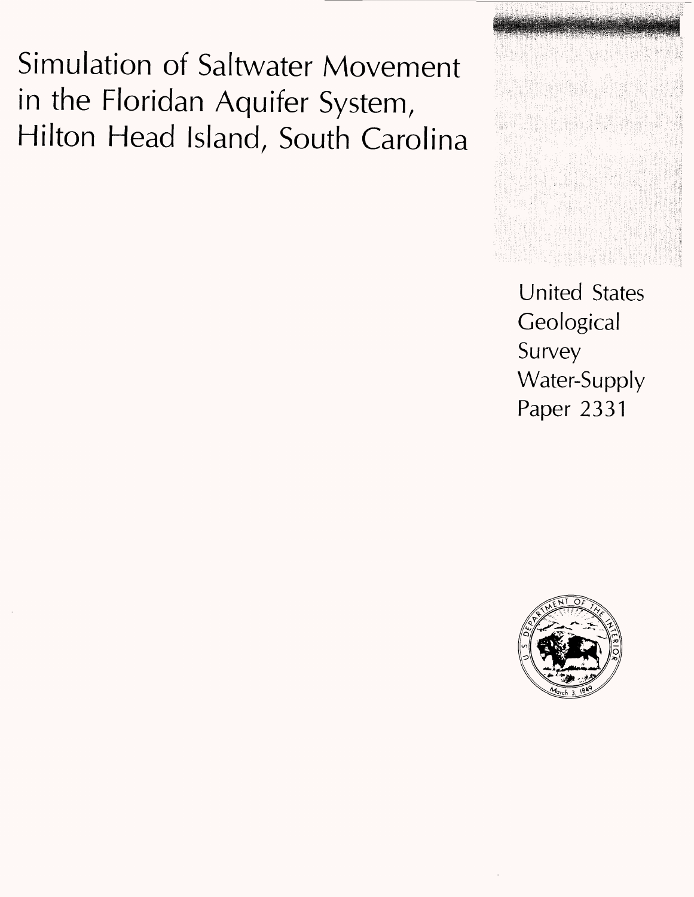# Simulation of Saltwater Movement in the Floridan Aquifer System, Hilton Head Island, South Carolina

United States Geological Survey Water-Supply Paper 2331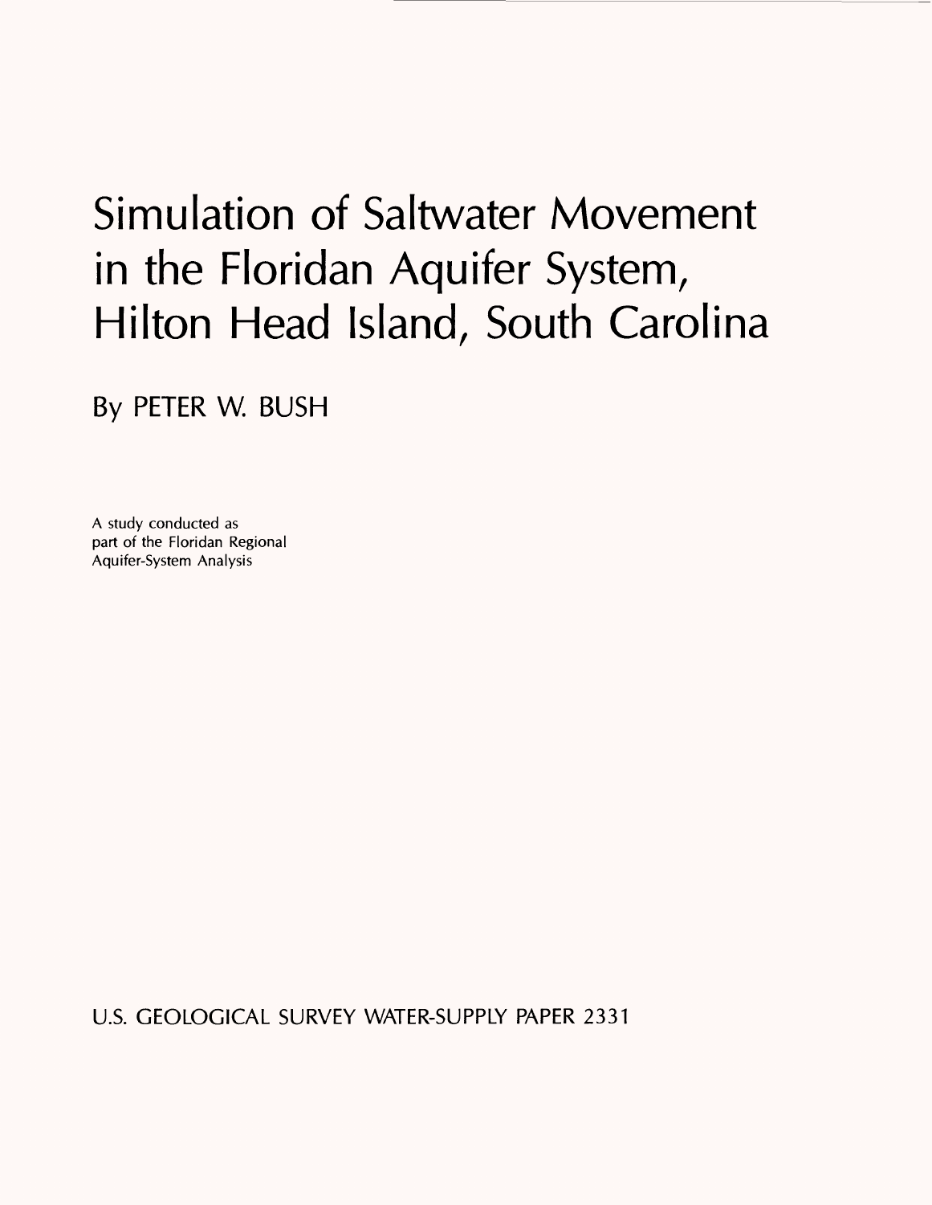# Simulation of Saltwater Movement in the Floridan Aquifer System, Hilton Head Island, South Carolina

By PETER W. BUSH

A study conducted as part of the Floridan Regional Aquifer-System Analysis

U.S. GEOLOGICAL SURVEY WATER-SUPPLY PAPER 2331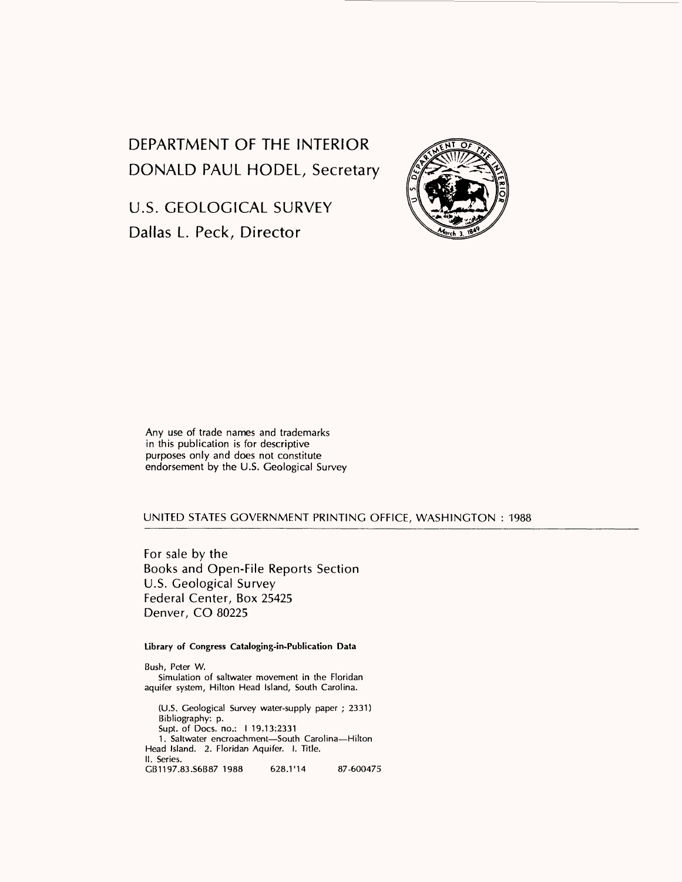# DEPARTMENT OF THE INTERIOR

## DONALD PAUL HODEL, Secretary

# U.S. GEOLOGICAL SURVEY

## Dallas L. Peck, Director

Any use of trade names and trademarks in this publication is for descriptive purposes only and does not constitute endorsement by the U.S. Geological Survey

UNITED STATES GOVERNMENT PRINTING OFFICE, WASHINGTON : 1988

For sale by the
Books and Open-File Reports Section
U.S. Geological Survey
Federal Center, Box 25425
Denver, CO 80225

**Library of Congress Cataloging-in-Publication Data**

Bush, Peter W.
Simulation of saltwater movement in the Floridan aquifer system, Hilton Head Island, South Carolina.

(U.S. Geological Survey water-supply paper ; 2331)
Bibliography: p.
Supt. of Docs. no.: I 19.13:2331
1. Saltwater encroachment—South Carolina—Hilton Head Island. 2. Floridan Aquifer. I. Title.
II. Series.
GB1197.83.S6B87 1988     628.1'14     87-600475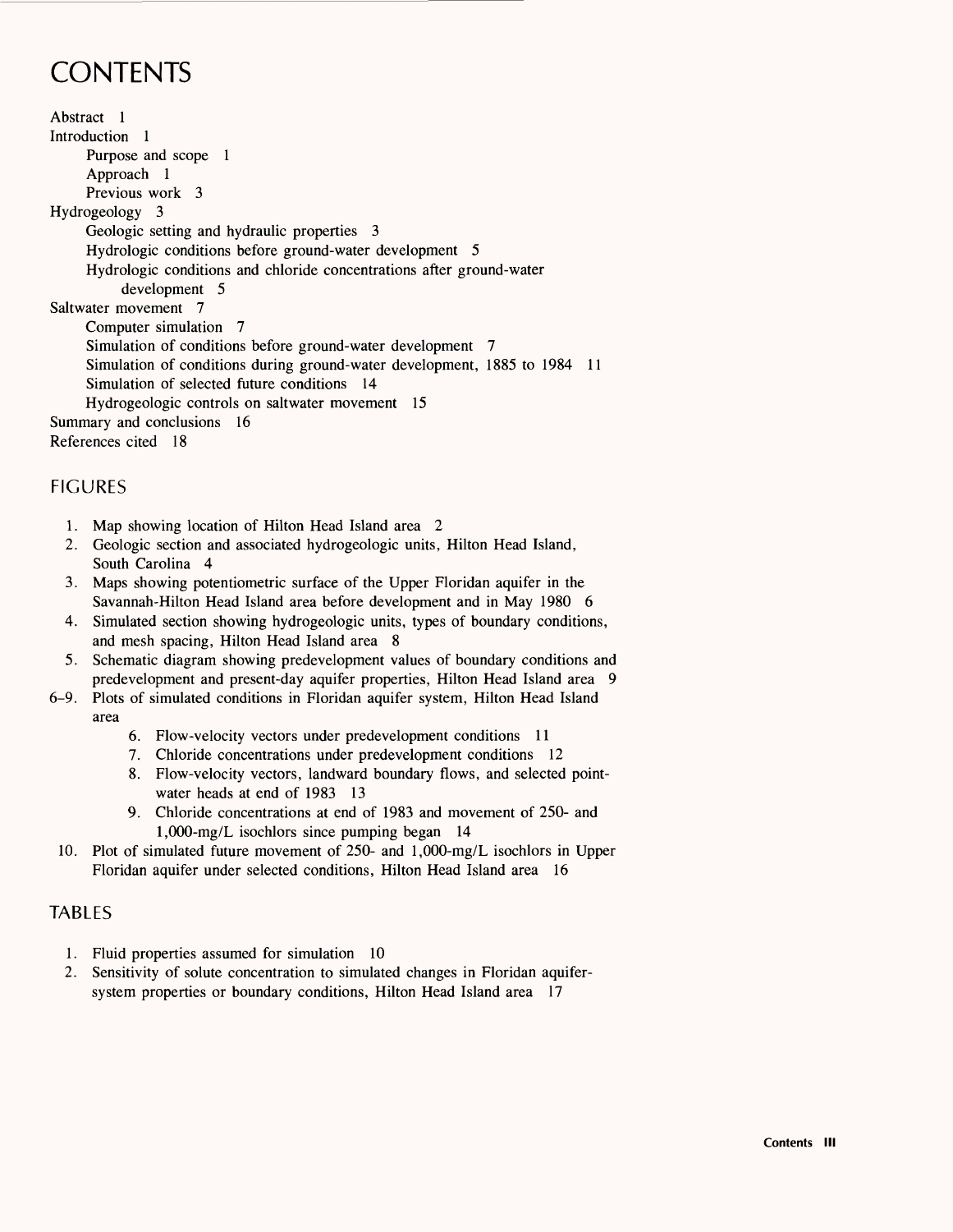# CONTENTS

Abstract 1
Introduction 1
- Purpose and scope 1
- Approach 1
- Previous work 3

Hydrogeology 3
- Geologic setting and hydraulic properties 3
- Hydrologic conditions before ground-water development 5
- Hydrologic conditions and chloride concentrations after ground-water development 5

Saltwater movement 7
- Computer simulation 7
- Simulation of conditions before ground-water development 7
- Simulation of conditions during ground-water development, 1885 to 1984 11
- Simulation of selected future conditions 14
- Hydrogeologic controls on saltwater movement 15

Summary and conclusions 16
References cited 18

## FIGURES

1. Map showing location of Hilton Head Island area 2
2. Geologic section and associated hydrogeologic units, Hilton Head Island, South Carolina 4
3. Maps showing potentiometric surface of the Upper Floridan aquifer in the Savannah-Hilton Head Island area before development and in May 1980 6
4. Simulated section showing hydrogeologic units, types of boundary conditions, and mesh spacing, Hilton Head Island area 8
5. Schematic diagram showing predevelopment values of boundary conditions and predevelopment and present-day aquifer properties, Hilton Head Island area 9

6–9. Plots of simulated conditions in Floridan aquifer system, Hilton Head Island area
   6. Flow-velocity vectors under predevelopment conditions 11
   7. Chloride concentrations under predevelopment conditions 12
   8. Flow-velocity vectors, landward boundary flows, and selected point-water heads at end of 1983 13
   9. Chloride concentrations at end of 1983 and movement of 250- and 1,000-mg/L isochlors since pumping began 14

10. Plot of simulated future movement of 250- and 1,000-mg/L isochlors in Upper Floridan aquifer under selected conditions, Hilton Head Island area 16

## TABLES

1. Fluid properties assumed for simulation 10
2. Sensitivity of solute concentration to simulated changes in Floridan aquifer-system properties or boundary conditions, Hilton Head Island area 17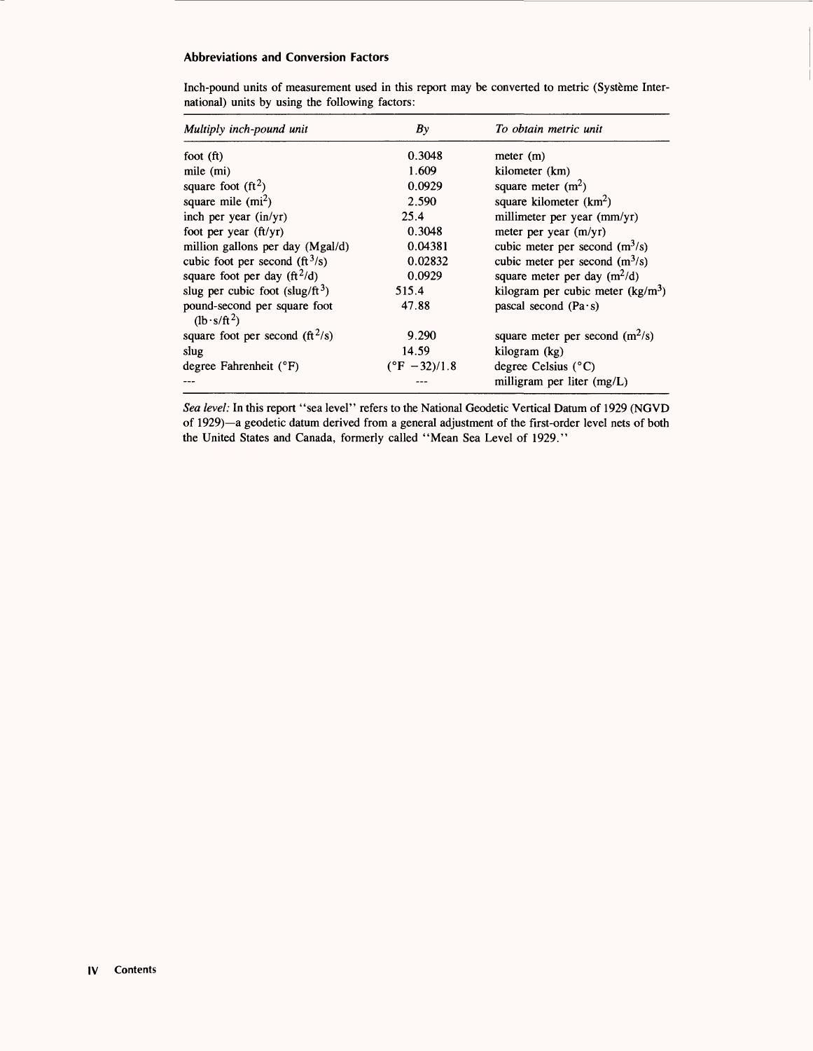### Abbreviations and Conversion Factors

Inch-pound units of measurement used in this report may be converted to metric (Système International) units by using the following factors:

| *Multiply inch-pound unit* | *By* | *To obtain metric unit* |
|---|---|---|
| foot (ft) | 0.3048 | meter (m) |
| mile (mi) | 1.609 | kilometer (km) |
| square foot ($ft^2$) | 0.0929 | square meter ($m^2$) |
| square mile ($mi^2$) | 2.590 | square kilometer ($km^2$) |
| inch per year (in/yr) | 25.4 | millimeter per year (mm/yr) |
| foot per year (ft/yr) | 0.3048 | meter per year (m/yr) |
| million gallons per day (Mgal/d) | 0.04381 | cubic meter per second ($m^3/s$) |
| cubic foot per second ($ft^3/s$) | 0.02832 | cubic meter per second ($m^3/s$) |
| square foot per day ($ft^2/d$) | 0.0929 | square meter per day ($m^2/d$) |
| slug per cubic foot ($slug/ft^3$) | 515.4 | kilogram per cubic meter ($kg/m^3$) |
| pound-second per square foot ($lb \cdot s/ft^2$) | 47.88 | pascal second ($Pa \cdot s$) |
| square foot per second ($ft^2/s$) | 9.290 | square meter per second ($m^2/s$) |
| slug | 14.59 | kilogram (kg) |
| degree Fahrenheit (°F) | (°F −32)/1.8 | degree Celsius (°C) |
| --- | --- | milligram per liter (mg/L) |

*Sea level:* In this report "sea level" refers to the National Geodetic Vertical Datum of 1929 (NGVD of 1929)—a geodetic datum derived from a general adjustment of the first-order level nets of both the United States and Canada, formerly called "Mean Sea Level of 1929."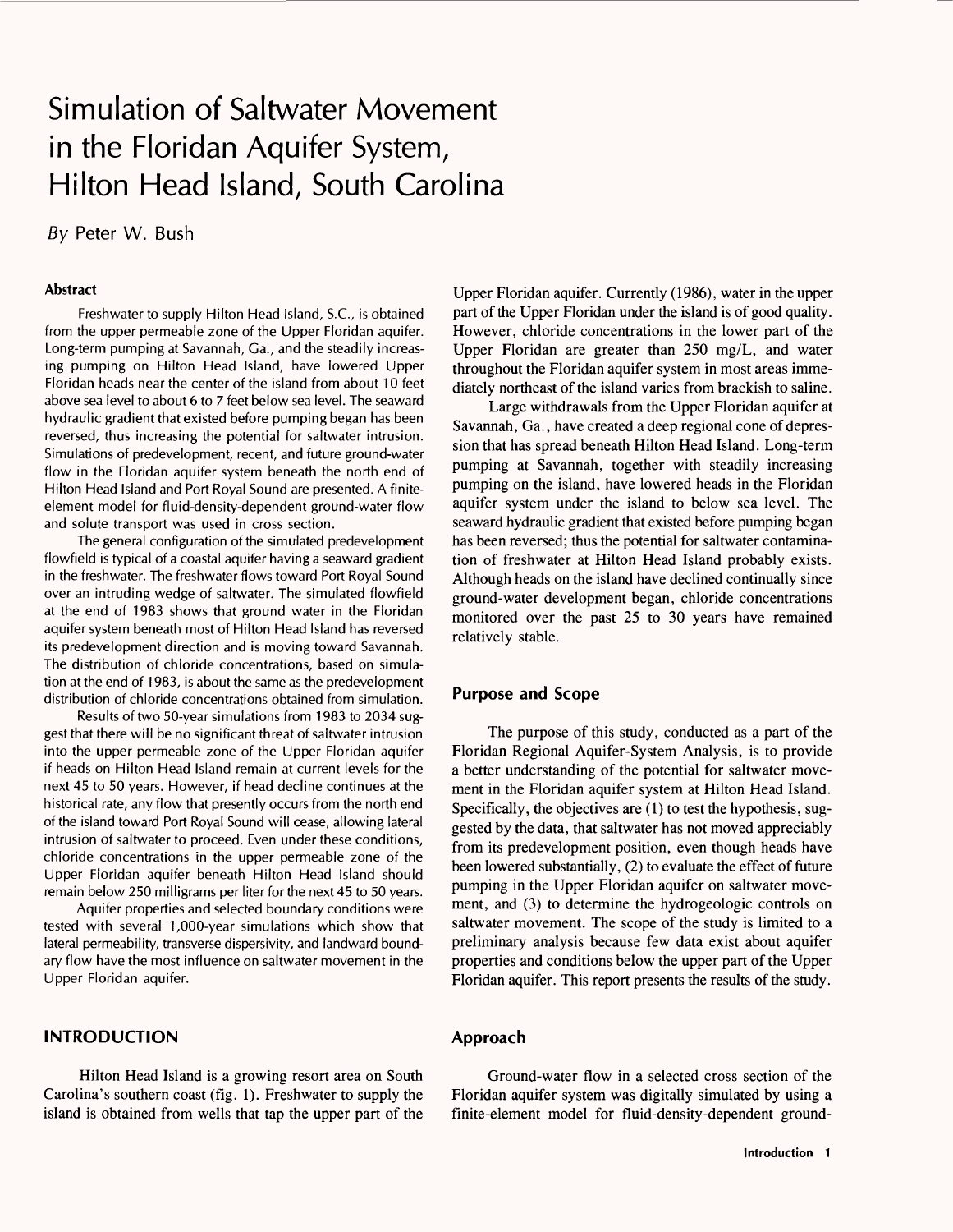# Simulation of Saltwater Movement in the Floridan Aquifer System, Hilton Head Island, South Carolina

*By* Peter W. Bush

### Abstract

Freshwater to supply Hilton Head Island, S.C., is obtained from the upper permeable zone of the Upper Floridan aquifer. Long-term pumping at Savannah, Ga., and the steadily increasing pumping on Hilton Head Island, have lowered Upper Floridan heads near the center of the island from about 10 feet above sea level to about 6 to 7 feet below sea level. The seaward hydraulic gradient that existed before pumping began has been reversed, thus increasing the potential for saltwater intrusion. Simulations of predevelopment, recent, and future ground-water flow in the Floridan aquifer system beneath the north end of Hilton Head Island and Port Royal Sound are presented. A finite-element model for fluid-density-dependent ground-water flow and solute transport was used in cross section.

The general configuration of the simulated predevelopment flowfield is typical of a coastal aquifer having a seaward gradient in the freshwater. The freshwater flows toward Port Royal Sound over an intruding wedge of saltwater. The simulated flowfield at the end of 1983 shows that ground water in the Floridan aquifer system beneath most of Hilton Head Island has reversed its predevelopment direction and is moving toward Savannah. The distribution of chloride concentrations, based on simulation at the end of 1983, is about the same as the predevelopment distribution of chloride concentrations obtained from simulation.

Results of two 50-year simulations from 1983 to 2034 suggest that there will be no significant threat of saltwater intrusion into the upper permeable zone of the Upper Floridan aquifer if heads on Hilton Head Island remain at current levels for the next 45 to 50 years. However, if head decline continues at the historical rate, any flow that presently occurs from the north end of the island toward Port Royal Sound will cease, allowing lateral intrusion of saltwater to proceed. Even under these conditions, chloride concentrations in the upper permeable zone of the Upper Floridan aquifer beneath Hilton Head Island should remain below 250 milligrams per liter for the next 45 to 50 years.

Aquifer properties and selected boundary conditions were tested with several 1,000-year simulations which show that lateral permeability, transverse dispersivity, and landward boundary flow have the most influence on saltwater movement in the Upper Floridan aquifer.

## INTRODUCTION

Hilton Head Island is a growing resort area on South Carolina's southern coast (fig. 1). Freshwater to supply the island is obtained from wells that tap the upper part of the Upper Floridan aquifer. Currently (1986), water in the upper part of the Upper Floridan under the island is of good quality. However, chloride concentrations in the lower part of the Upper Floridan are greater than 250 mg/L, and water throughout the Floridan aquifer system in most areas immediately northeast of the island varies from brackish to saline.

Large withdrawals from the Upper Floridan aquifer at Savannah, Ga., have created a deep regional cone of depression that has spread beneath Hilton Head Island. Long-term pumping at Savannah, together with steadily increasing pumping on the island, have lowered heads in the Floridan aquifer system under the island to below sea level. The seaward hydraulic gradient that existed before pumping began has been reversed; thus the potential for saltwater contamination of freshwater at Hilton Head Island probably exists. Although heads on the island have declined continually since ground-water development began, chloride concentrations monitored over the past 25 to 30 years have remained relatively stable.

### Purpose and Scope

The purpose of this study, conducted as a part of the Floridan Regional Aquifer-System Analysis, is to provide a better understanding of the potential for saltwater movement in the Floridan aquifer system at Hilton Head Island. Specifically, the objectives are (1) to test the hypothesis, suggested by the data, that saltwater has not moved appreciably from its predevelopment position, even though heads have been lowered substantially, (2) to evaluate the effect of future pumping in the Upper Floridan aquifer on saltwater movement, and (3) to determine the hydrogeologic controls on saltwater movement. The scope of the study is limited to a preliminary analysis because few data exist about aquifer properties and conditions below the upper part of the Upper Floridan aquifer. This report presents the results of the study.

### Approach

Ground-water flow in a selected cross section of the Floridan aquifer system was digitally simulated by using a finite-element model for fluid-density-dependent ground-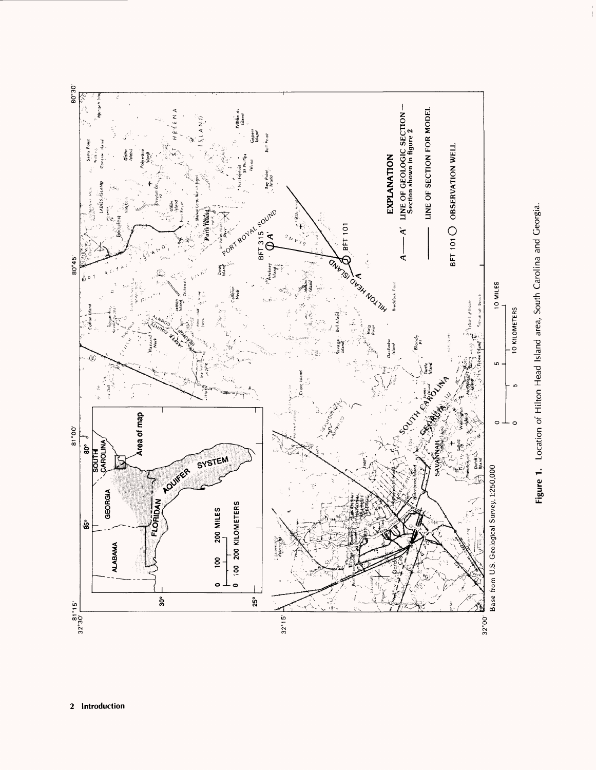**Figure 1.** Location of Hilton Head Island area, South Carolina and Georgia.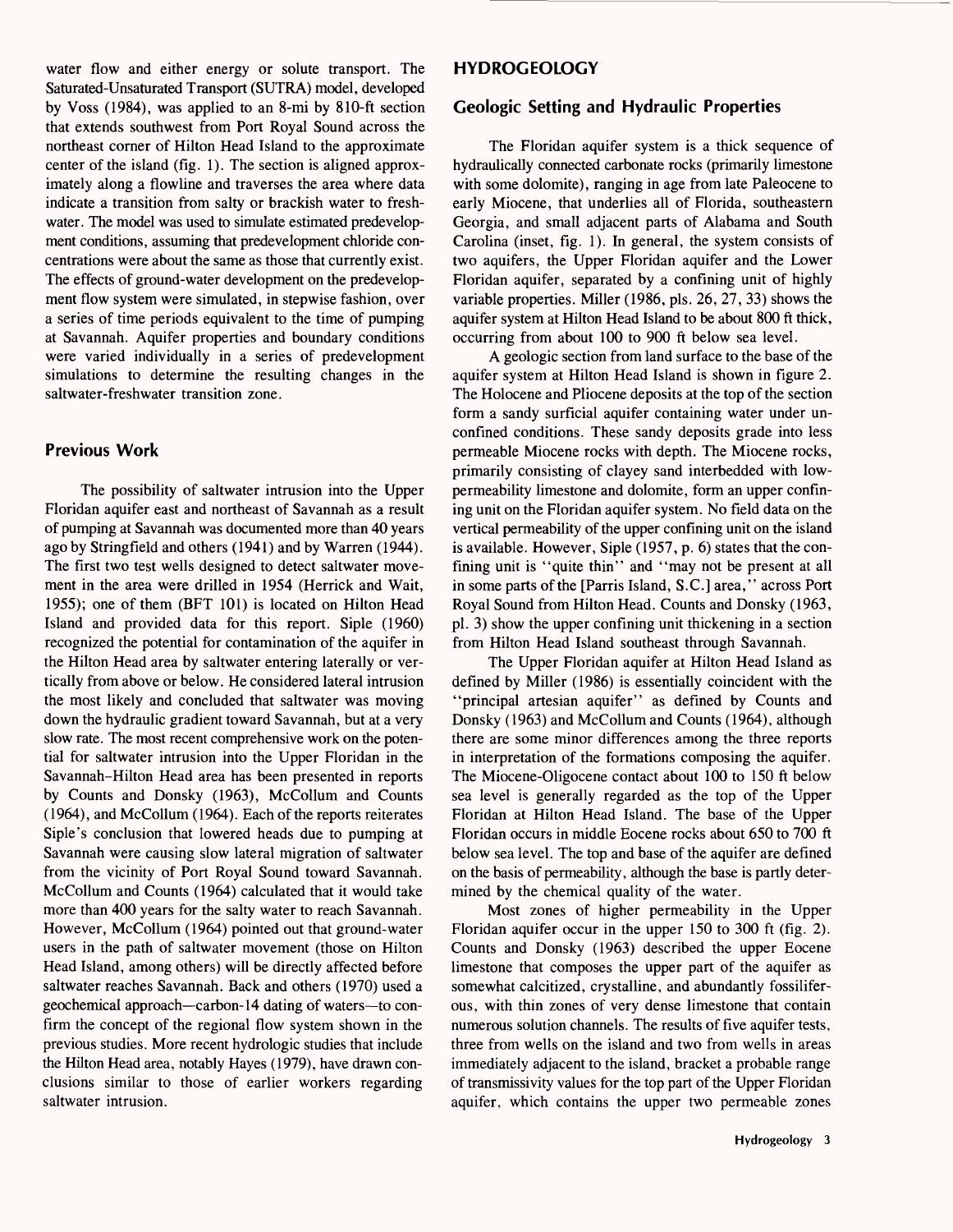water flow and either energy or solute transport. The Saturated-Unsaturated Transport (SUTRA) model, developed by Voss (1984), was applied to an 8-mi by 810-ft section that extends southwest from Port Royal Sound across the northeast corner of Hilton Head Island to the approximate center of the island (fig. 1). The section is aligned approximately along a flowline and traverses the area where data indicate a transition from salty or brackish water to freshwater. The model was used to simulate estimated predevelopment conditions, assuming that predevelopment chloride concentrations were about the same as those that currently exist. The effects of ground-water development on the predevelopment flow system were simulated, in stepwise fashion, over a series of time periods equivalent to the time of pumping at Savannah. Aquifer properties and boundary conditions were varied individually in a series of predevelopment simulations to determine the resulting changes in the saltwater-freshwater transition zone.

## Previous Work

The possibility of saltwater intrusion into the Upper Floridan aquifer east and northeast of Savannah as a result of pumping at Savannah was documented more than 40 years ago by Stringfield and others (1941) and by Warren (1944). The first two test wells designed to detect saltwater movement in the area were drilled in 1954 (Herrick and Wait, 1955); one of them (BFT 101) is located on Hilton Head Island and provided data for this report. Siple (1960) recognized the potential for contamination of the aquifer in the Hilton Head area by saltwater entering laterally or vertically from above or below. He considered lateral intrusion the most likely and concluded that saltwater was moving down the hydraulic gradient toward Savannah, but at a very slow rate. The most recent comprehensive work on the potential for saltwater intrusion into the Upper Floridan in the Savannah-Hilton Head area has been presented in reports by Counts and Donsky (1963), McCollum and Counts (1964), and McCollum (1964). Each of the reports reiterates Siple's conclusion that lowered heads due to pumping at Savannah were causing slow lateral migration of saltwater from the vicinity of Port Royal Sound toward Savannah. McCollum and Counts (1964) calculated that it would take more than 400 years for the salty water to reach Savannah. However, McCollum (1964) pointed out that ground-water users in the path of saltwater movement (those on Hilton Head Island, among others) will be directly affected before saltwater reaches Savannah. Back and others (1970) used a geochemical approach—carbon-14 dating of waters—to confirm the concept of the regional flow system shown in the previous studies. More recent hydrologic studies that include the Hilton Head area, notably Hayes (1979), have drawn conclusions similar to those of earlier workers regarding saltwater intrusion.

# HYDROGEOLOGY

## Geologic Setting and Hydraulic Properties

The Floridan aquifer system is a thick sequence of hydraulically connected carbonate rocks (primarily limestone with some dolomite), ranging in age from late Paleocene to early Miocene, that underlies all of Florida, southeastern Georgia, and small adjacent parts of Alabama and South Carolina (inset, fig. 1). In general, the system consists of two aquifers, the Upper Floridan aquifer and the Lower Floridan aquifer, separated by a confining unit of highly variable properties. Miller (1986, pls. 26, 27, 33) shows the aquifer system at Hilton Head Island to be about 800 ft thick, occurring from about 100 to 900 ft below sea level.

A geologic section from land surface to the base of the aquifer system at Hilton Head Island is shown in figure 2. The Holocene and Pliocene deposits at the top of the section form a sandy surficial aquifer containing water under unconfined conditions. These sandy deposits grade into less permeable Miocene rocks with depth. The Miocene rocks, primarily consisting of clayey sand interbedded with low-permeability limestone and dolomite, form an upper confining unit on the Floridan aquifer system. No field data on the vertical permeability of the upper confining unit on the island is available. However, Siple (1957, p. 6) states that the confining unit is "quite thin" and "may not be present at all in some parts of the [Parris Island, S.C.] area," across Port Royal Sound from Hilton Head. Counts and Donsky (1963, pl. 3) show the upper confining unit thickening in a section from Hilton Head Island southeast through Savannah.

The Upper Floridan aquifer at Hilton Head Island as defined by Miller (1986) is essentially coincident with the "principal artesian aquifer" as defined by Counts and Donsky (1963) and McCollum and Counts (1964), although there are some minor differences among the three reports in interpretation of the formations composing the aquifer. The Miocene-Oligocene contact about 100 to 150 ft below sea level is generally regarded as the top of the Upper Floridan at Hilton Head Island. The base of the Upper Floridan occurs in middle Eocene rocks about 650 to 700 ft below sea level. The top and base of the aquifer are defined on the basis of permeability, although the base is partly determined by the chemical quality of the water.

Most zones of higher permeability in the Upper Floridan aquifer occur in the upper 150 to 300 ft (fig. 2). Counts and Donsky (1963) described the upper Eocene limestone that composes the upper part of the aquifer as somewhat calcitized, crystalline, and abundantly fossiliferous, with thin zones of very dense limestone that contain numerous solution channels. The results of five aquifer tests, three from wells on the island and two from wells in areas immediately adjacent to the island, bracket a probable range of transmissivity values for the top part of the Upper Floridan aquifer, which contains the upper two permeable zones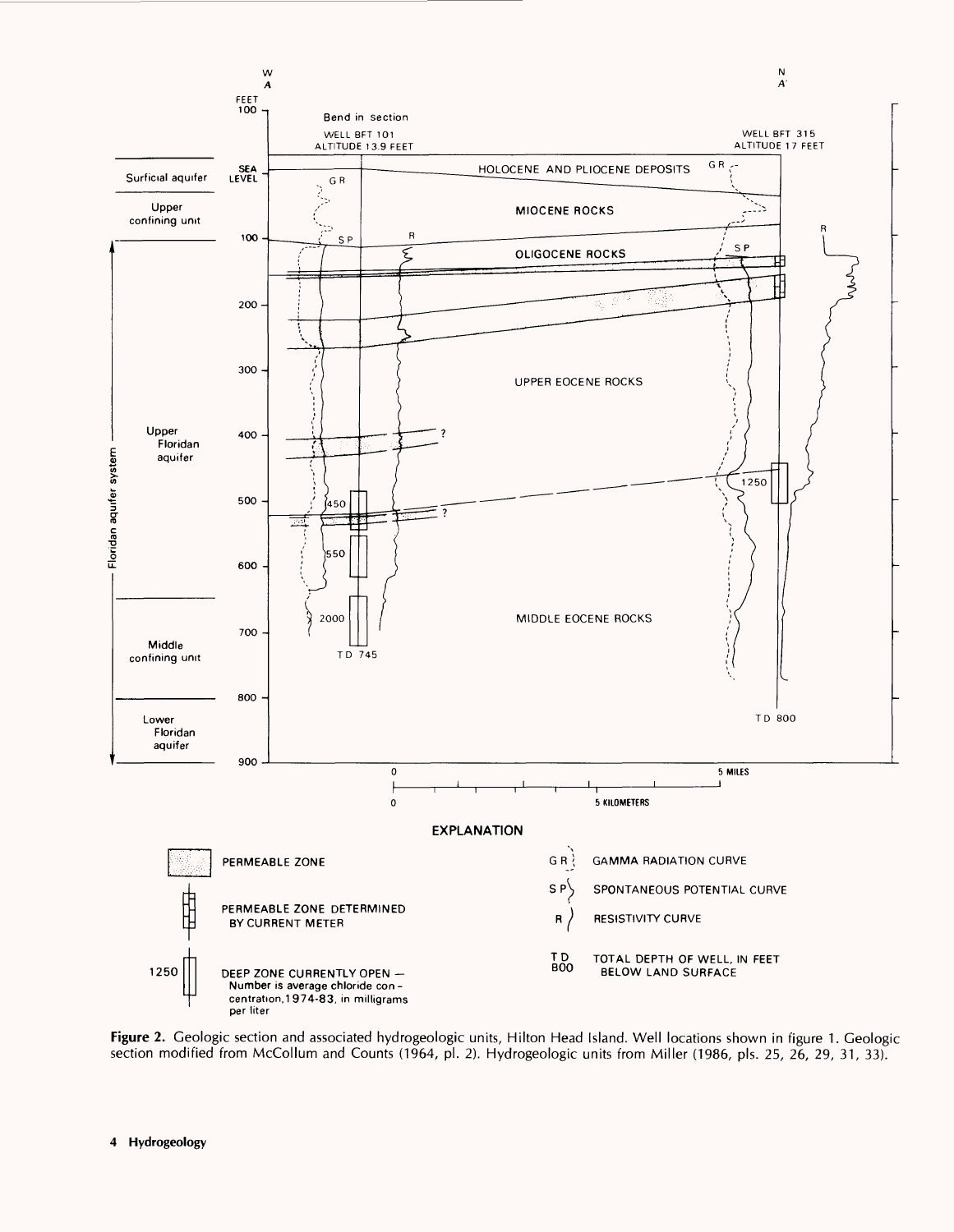**Figure 2.** Geologic section and associated hydrogeologic units, Hilton Head Island. Well locations shown in figure 1. Geologic section modified from McCollum and Counts (1964, pl. 2). Hydrogeologic units from Miller (1986, pls. 25, 26, 29, 31, 33).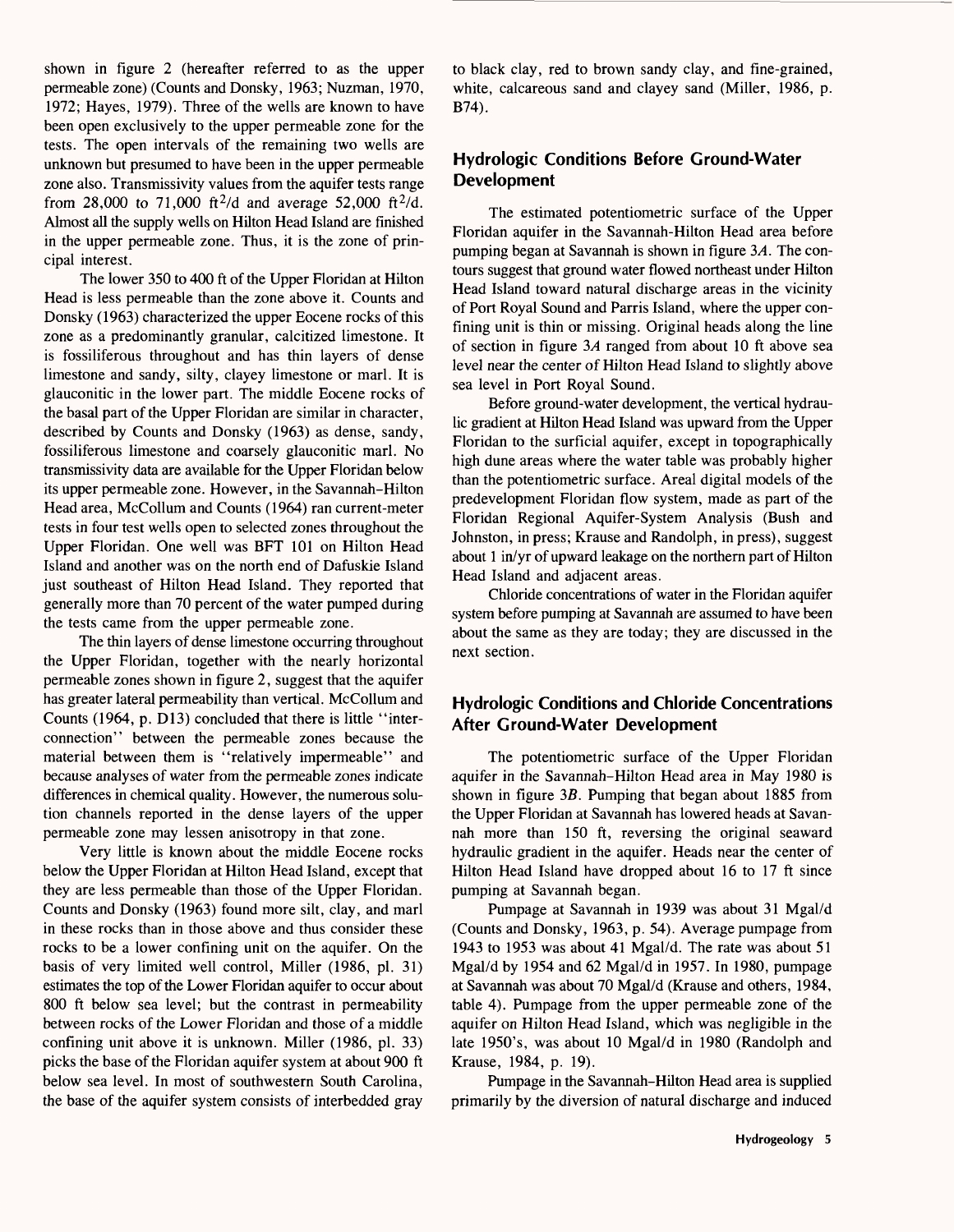shown in figure 2 (hereafter referred to as the upper permeable zone) (Counts and Donsky, 1963; Nuzman, 1970, 1972; Hayes, 1979). Three of the wells are known to have been open exclusively to the upper permeable zone for the tests. The open intervals of the remaining two wells are unknown but presumed to have been in the upper permeable zone also. Transmissivity values from the aquifer tests range from 28,000 to 71,000 $ft^2/d$ and average 52,000 $ft^2/d$. Almost all the supply wells on Hilton Head Island are finished in the upper permeable zone. Thus, it is the zone of principal interest.

The lower 350 to 400 ft of the Upper Floridan at Hilton Head is less permeable than the zone above it. Counts and Donsky (1963) characterized the upper Eocene rocks of this zone as a predominantly granular, calcitized limestone. It is fossiliferous throughout and has thin layers of dense limestone and sandy, silty, clayey limestone or marl. It is glauconitic in the lower part. The middle Eocene rocks of the basal part of the Upper Floridan are similar in character, described by Counts and Donsky (1963) as dense, sandy, fossiliferous limestone and coarsely glauconitic marl. No transmissivity data are available for the Upper Floridan below its upper permeable zone. However, in the Savannah–Hilton Head area, McCollum and Counts (1964) ran current-meter tests in four test wells open to selected zones throughout the Upper Floridan. One well was BFT 101 on Hilton Head Island and another was on the north end of Dafuskie Island just southeast of Hilton Head Island. They reported that generally more than 70 percent of the water pumped during the tests came from the upper permeable zone.

The thin layers of dense limestone occurring throughout the Upper Floridan, together with the nearly horizontal permeable zones shown in figure 2, suggest that the aquifer has greater lateral permeability than vertical. McCollum and Counts (1964, p. D13) concluded that there is little "interconnection" between the permeable zones because the material between them is "relatively impermeable" and because analyses of water from the permeable zones indicate differences in chemical quality. However, the numerous solution channels reported in the dense layers of the upper permeable zone may lessen anisotropy in that zone.

Very little is known about the middle Eocene rocks below the Upper Floridan at Hilton Head Island, except that they are less permeable than those of the Upper Floridan. Counts and Donsky (1963) found more silt, clay, and marl in these rocks than in those above and thus consider these rocks to be a lower confining unit on the aquifer. On the basis of very limited well control, Miller (1986, pl. 31) estimates the top of the Lower Floridan aquifer to occur about 800 ft below sea level; but the contrast in permeability between rocks of the Lower Floridan and those of a middle confining unit above it is unknown. Miller (1986, pl. 33) picks the base of the Floridan aquifer system at about 900 ft below sea level. In most of southwestern South Carolina, the base of the aquifer system consists of interbedded gray to black clay, red to brown sandy clay, and fine-grained, white, calcareous sand and clayey sand (Miller, 1986, p. B74).

## Hydrologic Conditions Before Ground-Water Development

The estimated potentiometric surface of the Upper Floridan aquifer in the Savannah-Hilton Head area before pumping began at Savannah is shown in figure 3*A*. The contours suggest that ground water flowed northeast under Hilton Head Island toward natural discharge areas in the vicinity of Port Royal Sound and Parris Island, where the upper confining unit is thin or missing. Original heads along the line of section in figure 3*A* ranged from about 10 ft above sea level near the center of Hilton Head Island to slightly above sea level in Port Royal Sound.

Before ground-water development, the vertical hydraulic gradient at Hilton Head Island was upward from the Upper Floridan to the surficial aquifer, except in topographically high dune areas where the water table was probably higher than the potentiometric surface. Areal digital models of the predevelopment Floridan flow system, made as part of the Floridan Regional Aquifer-System Analysis (Bush and Johnston, in press; Krause and Randolph, in press), suggest about 1 in/yr of upward leakage on the northern part of Hilton Head Island and adjacent areas.

Chloride concentrations of water in the Floridan aquifer system before pumping at Savannah are assumed to have been about the same as they are today; they are discussed in the next section.

## Hydrologic Conditions and Chloride Concentrations After Ground-Water Development

The potentiometric surface of the Upper Floridan aquifer in the Savannah–Hilton Head area in May 1980 is shown in figure 3*B*. Pumping that began about 1885 from the Upper Floridan at Savannah has lowered heads at Savannah more than 150 ft, reversing the original seaward hydraulic gradient in the aquifer. Heads near the center of Hilton Head Island have dropped about 16 to 17 ft since pumping at Savannah began.

Pumpage at Savannah in 1939 was about 31 Mgal/d (Counts and Donsky, 1963, p. 54). Average pumpage from 1943 to 1953 was about 41 Mgal/d. The rate was about 51 Mgal/d by 1954 and 62 Mgal/d in 1957. In 1980, pumpage at Savannah was about 70 Mgal/d (Krause and others, 1984, table 4). Pumpage from the upper permeable zone of the aquifer on Hilton Head Island, which was negligible in the late 1950's, was about 10 Mgal/d in 1980 (Randolph and Krause, 1984, p. 19).

Pumpage in the Savannah–Hilton Head area is supplied primarily by the diversion of natural discharge and induced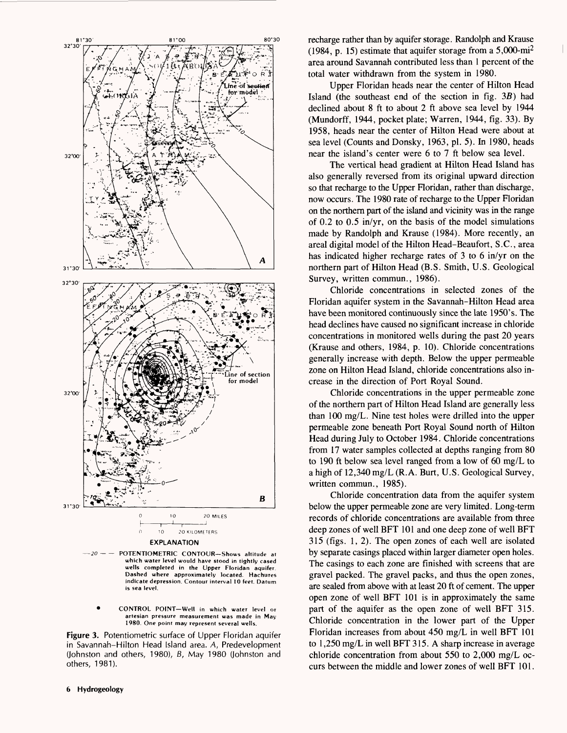EXPLANATION

—20— — POTENTIOMETRIC CONTOUR—Shows altitude at which water level would have stood in tightly cased wells completed in the Upper Floridan aquifer. Dashed where approximately located. Hachures indicate depression. Contour interval 10 feet. Datum is sea level.

• CONTROL POINT—Well in which water level or artesian pressure measurement was made in May 1980. One point may represent several wells.

**Figure 3.** Potentiometric surface of Upper Floridan aquifer in Savannah–Hilton Head Island area. *A*, Predevelopment (Johnston and others, 1980), *B*, May 1980 (Johnston and others, 1981).

recharge rather than by aquifer storage. Randolph and Krause (1984, p. 15) estimate that aquifer storage from a 5,000-mi$^2$ area around Savannah contributed less than 1 percent of the total water withdrawn from the system in 1980.

Upper Floridan heads near the center of Hilton Head Island (the southeast end of the section in fig. 3*B*) had declined about 8 ft to about 2 ft above sea level by 1944 (Mundorff, 1944, pocket plate; Warren, 1944, fig. 33). By 1958, heads near the center of Hilton Head were about at sea level (Counts and Donsky, 1963, pl. 5). In 1980, heads near the island's center were 6 to 7 ft below sea level.

The vertical head gradient at Hilton Head Island has also generally reversed from its original upward direction so that recharge to the Upper Floridan, rather than discharge, now occurs. The 1980 rate of recharge to the Upper Floridan on the northern part of the island and vicinity was in the range of 0.2 to 0.5 in/yr, on the basis of the model simulations made by Randolph and Krause (1984). More recently, an areal digital model of the Hilton Head–Beaufort, S.C., area has indicated higher recharge rates of 3 to 6 in/yr on the northern part of Hilton Head (B.S. Smith, U.S. Geological Survey, written commun., 1986).

Chloride concentrations in selected zones of the Floridan aquifer system in the Savannah–Hilton Head area have been monitored continuously since the late 1950's. The head declines have caused no significant increase in chloride concentrations in monitored wells during the past 20 years (Krause and others, 1984, p. 10). Chloride concentrations generally increase with depth. Below the upper permeable zone on Hilton Head Island, chloride concentrations also increase in the direction of Port Royal Sound.

Chloride concentrations in the upper permeable zone of the northern part of Hilton Head Island are generally less than 100 mg/L. Nine test holes were drilled into the upper permeable zone beneath Port Royal Sound north of Hilton Head during July to October 1984. Chloride concentrations from 17 water samples collected at depths ranging from 80 to 190 ft below sea level ranged from a low of 60 mg/L to a high of 12,340 mg/L (R.A. Burt, U.S. Geological Survey, written commun., 1985).

Chloride concentration data from the aquifer system below the upper permeable zone are very limited. Long-term records of chloride concentrations are available from three deep zones of well BFT 101 and one deep zone of well BFT 315 (figs. 1, 2). The open zones of each well are isolated by separate casings placed within larger diameter open holes. The casings to each zone are finished with screens that are gravel packed. The gravel packs, and thus the open zones, are sealed from above with at least 20 ft of cement. The upper open zone of well BFT 101 is in approximately the same part of the aquifer as the open zone of well BFT 315. Chloride concentration in the lower part of the Upper Floridan increases from about 450 mg/L in well BFT 101 to 1,250 mg/L in well BFT 315. A sharp increase in average chloride concentration from about 550 to 2,000 mg/L occurs between the middle and lower zones of well BFT 101.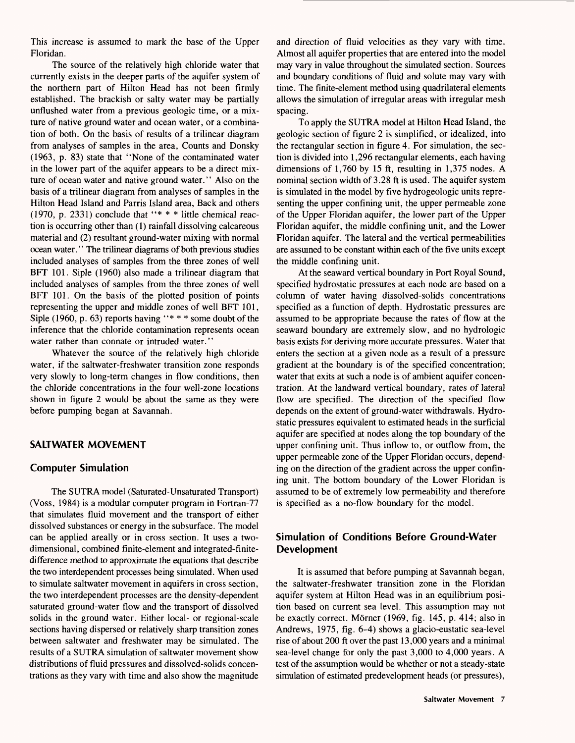This increase is assumed to mark the base of the Upper Floridan.

The source of the relatively high chloride water that currently exists in the deeper parts of the aquifer system of the northern part of Hilton Head has not been firmly established. The brackish or salty water may be partially unflushed water from a previous geologic time, or a mixture of native ground water and ocean water, or a combination of both. On the basis of results of a trilinear diagram from analyses of samples in the area, Counts and Donsky (1963, p. 83) state that "None of the contaminated water in the lower part of the aquifer appears to be a direct mixture of ocean water and native ground water." Also on the basis of a trilinear diagram from analyses of samples in the Hilton Head Island and Parris Island area, Back and others (1970, p. 2331) conclude that "* * * little chemical reaction is occurring other than (1) rainfall dissolving calcareous material and (2) resultant ground-water mixing with normal ocean water." The trilinear diagrams of both previous studies included analyses of samples from the three zones of well BFT 101. Siple (1960) also made a trilinear diagram that included analyses of samples from the three zones of well BFT 101. On the basis of the plotted position of points representing the upper and middle zones of well BFT 101, Siple (1960, p. 63) reports having "* * * some doubt of the inference that the chloride contamination represents ocean water rather than connate or intruded water."

Whatever the source of the relatively high chloride water, if the saltwater-freshwater transition zone responds very slowly to long-term changes in flow conditions, then the chloride concentrations in the four well-zone locations shown in figure 2 would be about the same as they were before pumping began at Savannah.

## SALTWATER MOVEMENT

### Computer Simulation

The SUTRA model (Saturated-Unsaturated Transport) (Voss, 1984) is a modular computer program in Fortran-77 that simulates fluid movement and the transport of either dissolved substances or energy in the subsurface. The model can be applied areally or in cross section. It uses a two-dimensional, combined finite-element and integrated-finite-difference method to approximate the equations that describe the two interdependent processes being simulated. When used to simulate saltwater movement in aquifers in cross section, the two interdependent processes are the density-dependent saturated ground-water flow and the transport of dissolved solids in the ground water. Either local- or regional-scale sections having dispersed or relatively sharp transition zones between saltwater and freshwater may be simulated. The results of a SUTRA simulation of saltwater movement show distributions of fluid pressures and dissolved-solids concentrations as they vary with time and also show the magnitude and direction of fluid velocities as they vary with time. Almost all aquifer properties that are entered into the model may vary in value throughout the simulated section. Sources and boundary conditions of fluid and solute may vary with time. The finite-element method using quadrilateral elements allows the simulation of irregular areas with irregular mesh spacing.

To apply the SUTRA model at Hilton Head Island, the geologic section of figure 2 is simplified, or idealized, into the rectangular section in figure 4. For simulation, the section is divided into 1,296 rectangular elements, each having dimensions of 1,760 by 15 ft, resulting in 1,375 nodes. A nominal section width of 3.28 ft is used. The aquifer system is simulated in the model by five hydrogeologic units representing the upper confining unit, the upper permeable zone of the Upper Floridan aquifer, the lower part of the Upper Floridan aquifer, the middle confining unit, and the Lower Floridan aquifer. The lateral and the vertical permeabilities are assumed to be constant within each of the five units except the middle confining unit.

At the seaward vertical boundary in Port Royal Sound, specified hydrostatic pressures at each node are based on a column of water having dissolved-solids concentrations specified as a function of depth. Hydrostatic pressures are assumed to be appropriate because the rates of flow at the seaward boundary are extremely slow, and no hydrologic basis exists for deriving more accurate pressures. Water that enters the section at a given node as a result of a pressure gradient at the boundary is of the specified concentration; water that exits at such a node is of ambient aquifer concentration. At the landward vertical boundary, rates of lateral flow are specified. The direction of the specified flow depends on the extent of ground-water withdrawals. Hydrostatic pressures equivalent to estimated heads in the surficial aquifer are specified at nodes along the top boundary of the upper confining unit. Thus inflow to, or outflow from, the upper permeable zone of the Upper Floridan occurs, depending on the direction of the gradient across the upper confining unit. The bottom boundary of the Lower Floridan is assumed to be of extremely low permeability and therefore is specified as a no-flow boundary for the model.

### Simulation of Conditions Before Ground-Water Development

It is assumed that before pumping at Savannah began, the saltwater-freshwater transition zone in the Floridan aquifer system at Hilton Head was in an equilibrium position based on current sea level. This assumption may not be exactly correct. Mörner (1969, fig. 145, p. 414; also in Andrews, 1975, fig. 6–4) shows a glacio-eustatic sea-level rise of about 200 ft over the past 13,000 years and a minimal sea-level change for only the past 3,000 to 4,000 years. A test of the assumption would be whether or not a steady-state simulation of estimated predevelopment heads (or pressures),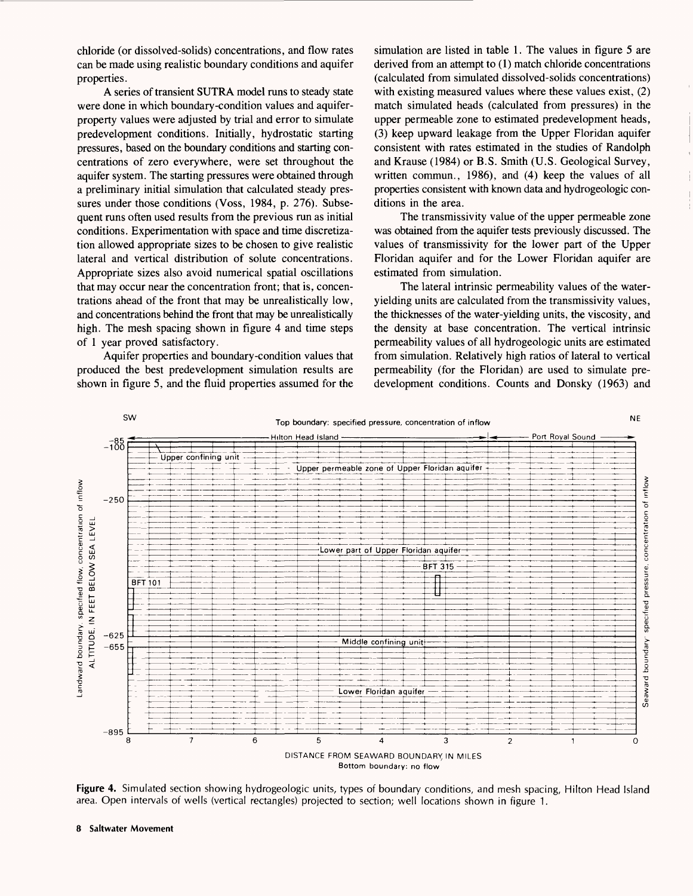chloride (or dissolved-solids) concentrations, and flow rates can be made using realistic boundary conditions and aquifer properties.

A series of transient SUTRA model runs to steady state were done in which boundary-condition values and aquifer-property values were adjusted by trial and error to simulate predevelopment conditions. Initially, hydrostatic starting pressures, based on the boundary conditions and starting concentrations of zero everywhere, were set throughout the aquifer system. The starting pressures were obtained through a preliminary initial simulation that calculated steady pressures under those conditions (Voss, 1984, p. 276). Subsequent runs often used results from the previous run as initial conditions. Experimentation with space and time discretization allowed appropriate sizes to be chosen to give realistic lateral and vertical distribution of solute concentrations. Appropriate sizes also avoid numerical spatial oscillations that may occur near the concentration front; that is, concentrations ahead of the front that may be unrealistically low, and concentrations behind the front that may be unrealistically high. The mesh spacing shown in figure 4 and time steps of 1 year proved satisfactory.

Aquifer properties and boundary-condition values that produced the best predevelopment simulation results are shown in figure 5, and the fluid properties assumed for the simulation are listed in table 1. The values in figure 5 are derived from an attempt to (1) match chloride concentrations (calculated from simulated dissolved-solids concentrations) with existing measured values where these values exist, (2) match simulated heads (calculated from pressures) in the upper permeable zone to estimated predevelopment heads, (3) keep upward leakage from the Upper Floridan aquifer consistent with rates estimated in the studies of Randolph and Krause (1984) or B.S. Smith (U.S. Geological Survey, written commun., 1986), and (4) keep the values of all properties consistent with known data and hydrogeologic conditions in the area.

The transmissivity value of the upper permeable zone was obtained from the aquifer tests previously discussed. The values of transmissivity for the lower part of the Upper Floridan aquifer and for the Lower Floridan aquifer are estimated from simulation.

The lateral intrinsic permeability values of the water-yielding units are calculated from the transmissivity values, the thicknesses of the water-yielding units, the viscosity, and the density at base concentration. The vertical intrinsic permeability values of all hydrogeologic units are estimated from simulation. Relatively high ratios of lateral to vertical permeability (for the Floridan) are used to simulate predevelopment conditions. Counts and Donsky (1963) and

**Figure 4.** Simulated section showing hydrogeologic units, types of boundary conditions, and mesh spacing, Hilton Head Island area. Open intervals of wells (vertical rectangles) projected to section; well locations shown in figure 1.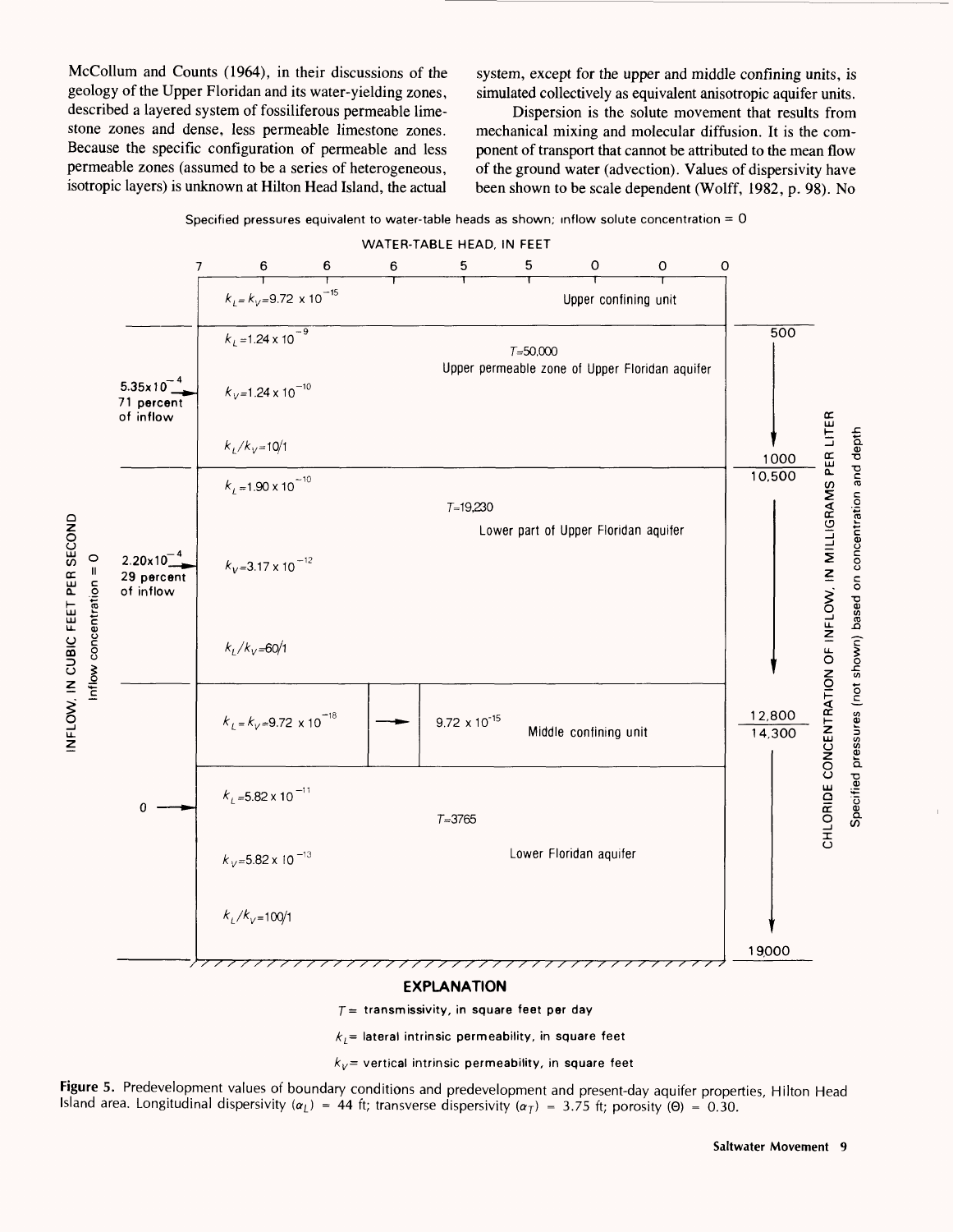McCollum and Counts (1964), in their discussions of the geology of the Upper Floridan and its water-yielding zones, described a layered system of fossiliferous permeable limestone zones and dense, less permeable limestone zones. Because the specific configuration of permeable and less permeable zones (assumed to be a series of heterogeneous, isotropic layers) is unknown at Hilton Head Island, the actual system, except for the upper and middle confining units, is simulated collectively as equivalent anisotropic aquifer units.

Dispersion is the solute movement that results from mechanical mixing and molecular diffusion. It is the component of transport that cannot be attributed to the mean flow of the ground water (advection). Values of dispersivity have been shown to be scale dependent (Wolff, 1982, p. 98). No

Specified pressures equivalent to water-table heads as shown; inflow solute concentration = 0

WATER-TABLE HEAD, IN FEET

7 6 6 6 5 5 0 0 0

| Inflow, in cubic feet per second (Inflow concentration = 0) | Unit and properties | Chloride concentration of inflow, in milligrams per liter (Specified pressures (not shown) based on concentration and depth) |
|---|---|---|
| | Upper confining unit: $k_L = k_V = 9.72 \times 10^{-15}$ | |
| $5.35 \times 10^{-4}$ (71 percent of inflow) | Upper permeable zone of Upper Floridan aquifer: $T$=50,000; $k_L = 1.24 \times 10^{-9}$; $k_V = 1.24 \times 10^{-10}$; $k_L/k_V = 10/1$ | 500 to 1000 |
| $2.20 \times 10^{-4}$ (29 percent of inflow) | Lower part of Upper Floridan aquifer: $T$=19,230; $k_L = 1.90 \times 10^{-10}$; $k_V = 3.17 \times 10^{-12}$; $k_L/k_V = 60/1$ | 10,500 to 12,800 |
| | Middle confining unit: $k_L = k_V = 9.72 \times 10^{-18}$ → $9.72 \times 10^{-15}$ | |
| 0 | Lower Floridan aquifer: $T$=3765; $k_L = 5.82 \times 10^{-11}$; $k_V = 5.82 \times 10^{-13}$; $k_L/k_V = 100/1$ | 14,300 to 19000 |

**EXPLANATION**

$T$ = transmissivity, in square feet per day

$k_L$ = lateral intrinsic permeability, in square feet

$k_V$ = vertical intrinsic permeability, in square feet

**Figure 5.** Predevelopment values of boundary conditions and predevelopment and present-day aquifer properties, Hilton Head Island area. Longitudinal dispersivity ($\alpha_L$) = 44 ft; transverse dispersivity ($\alpha_T$) = 3.75 ft; porosity ($\Theta$) = 0.30.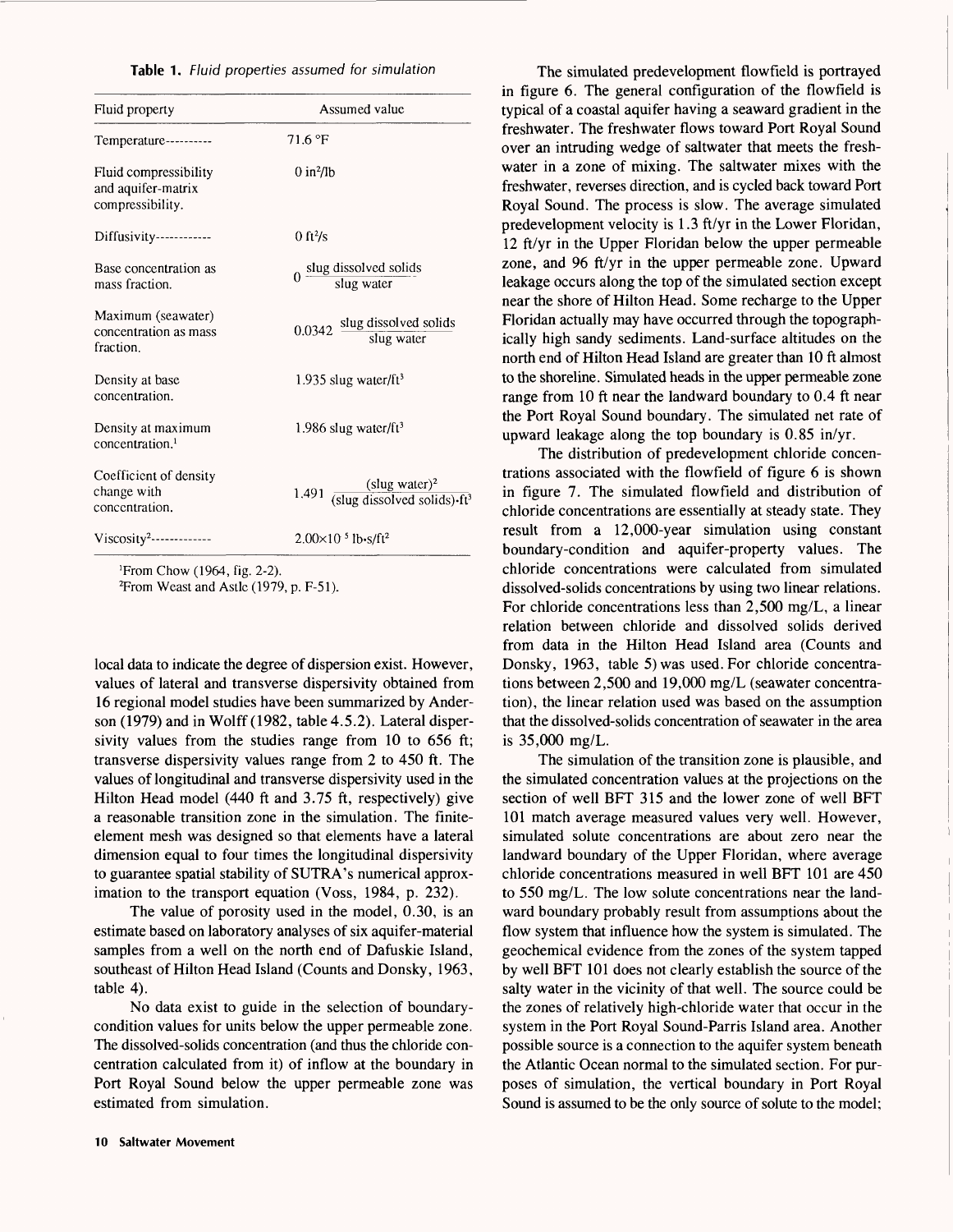**Table 1.** *Fluid properties assumed for simulation*

| Fluid property | Assumed value |
|---|---|
| Temperature---------- | 71.6 °F |
| Fluid compressibility and aquifer-matrix compressibility. | 0 in²/lb |
| Diffusivity------------ | 0 ft²/s |
| Base concentration as mass fraction. | $0 \frac{\text{slug dissolved solids}}{\text{slug water}}$ |
| Maximum (seawater) concentration as mass fraction. | $0.0342 \frac{\text{slug dissolved solids}}{\text{slug water}}$ |
| Density at base concentration. | 1.935 slug water/ft³ |
| Density at maximum concentration.[1] | 1.986 slug water/ft³ |
| Coefficient of density change with concentration. | $1.491 \frac{(\text{slug water})^2}{(\text{slug dissolved solids})\cdot\text{ft}^3}$ |
| Viscosity[2]------------- | $2.00\times10^{-5}$ lb·s/ft² |

[1]From Chow (1964, fig. 2-2).
[2]From Weast and Astle (1979, p. F-51).

local data to indicate the degree of dispersion exist. However, values of lateral and transverse dispersivity obtained from 16 regional model studies have been summarized by Anderson (1979) and in Wolff (1982, table 4.5.2). Lateral dispersivity values from the studies range from 10 to 656 ft; transverse dispersivity values range from 2 to 450 ft. The values of longitudinal and transverse dispersivity used in the Hilton Head model (440 ft and 3.75 ft, respectively) give a reasonable transition zone in the simulation. The finite-element mesh was designed so that elements have a lateral dimension equal to four times the longitudinal dispersivity to guarantee spatial stability of SUTRA's numerical approximation to the transport equation (Voss, 1984, p. 232).

The value of porosity used in the model, 0.30, is an estimate based on laboratory analyses of six aquifer-material samples from a well on the north end of Dafuskie Island, southeast of Hilton Head Island (Counts and Donsky, 1963, table 4).

No data exist to guide in the selection of boundary-condition values for units below the upper permeable zone. The dissolved-solids concentration (and thus the chloride concentration calculated from it) of inflow at the boundary in Port Royal Sound below the upper permeable zone was estimated from simulation.

The simulated predevelopment flowfield is portrayed in figure 6. The general configuration of the flowfield is typical of a coastal aquifer having a seaward gradient in the freshwater. The freshwater flows toward Port Royal Sound over an intruding wedge of saltwater that meets the freshwater in a zone of mixing. The saltwater mixes with the freshwater, reverses direction, and is cycled back toward Port Royal Sound. The process is slow. The average simulated predevelopment velocity is 1.3 ft/yr in the Lower Floridan, 12 ft/yr in the Upper Floridan below the upper permeable zone, and 96 ft/yr in the upper permeable zone. Upward leakage occurs along the top of the simulated section except near the shore of Hilton Head. Some recharge to the Upper Floridan actually may have occurred through the topographically high sandy sediments. Land-surface altitudes on the north end of Hilton Head Island are greater than 10 ft almost to the shoreline. Simulated heads in the upper permeable zone range from 10 ft near the landward boundary to 0.4 ft near the Port Royal Sound boundary. The simulated net rate of upward leakage along the top boundary is 0.85 in/yr.

The distribution of predevelopment chloride concentrations associated with the flowfield of figure 6 is shown in figure 7. The simulated flowfield and distribution of chloride concentrations are essentially at steady state. They result from a 12,000-year simulation using constant boundary-condition and aquifer-property values. The chloride concentrations were calculated from simulated dissolved-solids concentrations by using two linear relations. For chloride concentrations less than 2,500 mg/L, a linear relation between chloride and dissolved solids derived from data in the Hilton Head Island area (Counts and Donsky, 1963, table 5) was used. For chloride concentrations between 2,500 and 19,000 mg/L (seawater concentration), the linear relation used was based on the assumption that the dissolved-solids concentration of seawater in the area is 35,000 mg/L.

The simulation of the transition zone is plausible, and the simulated concentration values at the projections on the section of well BFT 315 and the lower zone of well BFT 101 match average measured values very well. However, simulated solute concentrations are about zero near the landward boundary of the Upper Floridan, where average chloride concentrations measured in well BFT 101 are 450 to 550 mg/L. The low solute concentrations near the landward boundary probably result from assumptions about the flow system that influence how the system is simulated. The geochemical evidence from the zones of the system tapped by well BFT 101 does not clearly establish the source of the salty water in the vicinity of that well. The source could be the zones of relatively high-chloride water that occur in the system in the Port Royal Sound-Parris Island area. Another possible source is a connection to the aquifer system beneath the Atlantic Ocean normal to the simulated section. For purposes of simulation, the vertical boundary in Port Royal Sound is assumed to be the only source of solute to the model;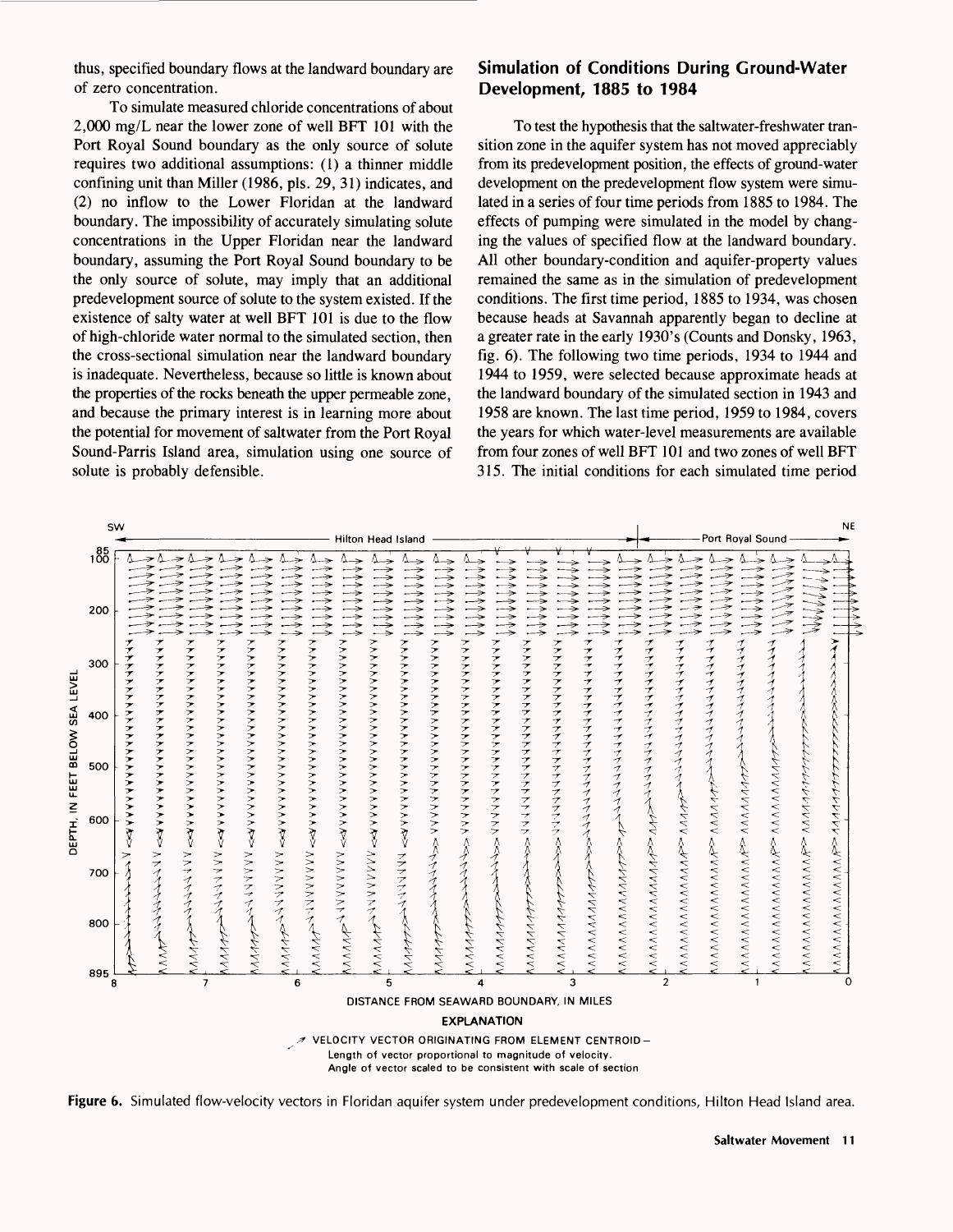thus, specified boundary flows at the landward boundary are of zero concentration.

To simulate measured chloride concentrations of about 2,000 mg/L near the lower zone of well BFT 101 with the Port Royal Sound boundary as the only source of solute requires two additional assumptions: (1) a thinner middle confining unit than Miller (1986, pls. 29, 31) indicates, and (2) no inflow to the Lower Floridan at the landward boundary. The impossibility of accurately simulating solute concentrations in the Upper Floridan near the landward boundary, assuming the Port Royal Sound boundary to be the only source of solute, may imply that an additional predevelopment source of solute to the system existed. If the existence of salty water at well BFT 101 is due to the flow of high-chloride water normal to the simulated section, then the cross-sectional simulation near the landward boundary is inadequate. Nevertheless, because so little is known about the properties of the rocks beneath the upper permeable zone, and because the primary interest is in learning more about the potential for movement of saltwater from the Port Royal Sound-Parris Island area, simulation using one source of solute is probably defensible.

## Simulation of Conditions During Ground-Water Development, 1885 to 1984

To test the hypothesis that the saltwater-freshwater transition zone in the aquifer system has not moved appreciably from its predevelopment position, the effects of ground-water development on the predevelopment flow system were simulated in a series of four time periods from 1885 to 1984. The effects of pumping were simulated in the model by changing the values of specified flow at the landward boundary. All other boundary-condition and aquifer-property values remained the same as in the simulation of predevelopment conditions. The first time period, 1885 to 1934, was chosen because heads at Savannah apparently began to decline at a greater rate in the early 1930's (Counts and Donsky, 1963, fig. 6). The following two time periods, 1934 to 1944 and 1944 to 1959, were selected because approximate heads at the landward boundary of the simulated section in 1943 and 1958 are known. The last time period, 1959 to 1984, covers the years for which water-level measurements are available from four zones of well BFT 101 and two zones of well BFT 315. The initial conditions for each simulated time period

**Figure 6.** Simulated flow-velocity vectors in Floridan aquifer system under predevelopment conditions, Hilton Head Island area.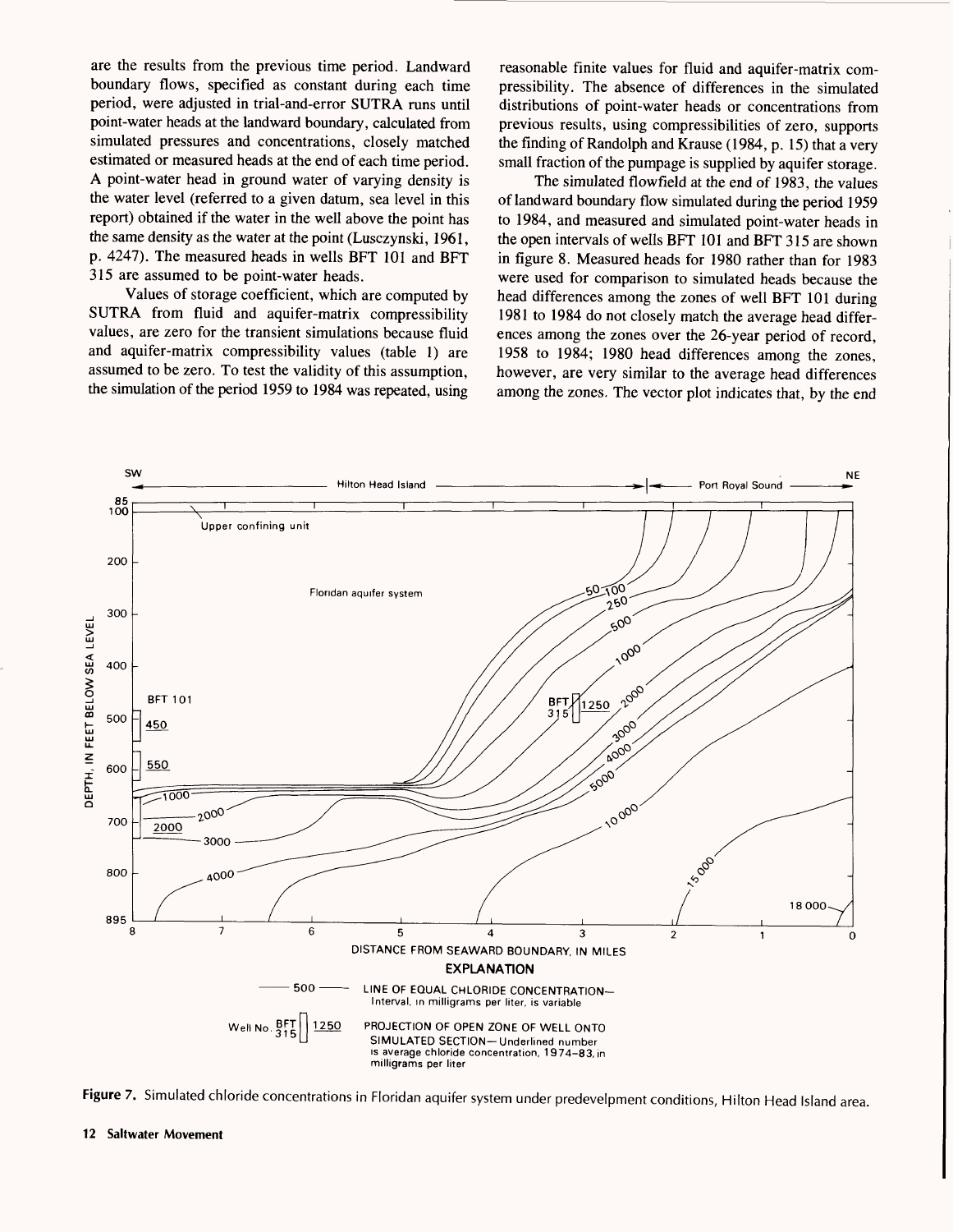are the results from the previous time period. Landward boundary flows, specified as constant during each time period, were adjusted in trial-and-error SUTRA runs until point-water heads at the landward boundary, calculated from simulated pressures and concentrations, closely matched estimated or measured heads at the end of each time period. A point-water head in ground water of varying density is the water level (referred to a given datum, sea level in this report) obtained if the water in the well above the point has the same density as the water at the point (Lusczynski, 1961, p. 4247). The measured heads in wells BFT 101 and BFT 315 are assumed to be point-water heads.

Values of storage coefficient, which are computed by SUTRA from fluid and aquifer-matrix compressibility values, are zero for the transient simulations because fluid and aquifer-matrix compressibility values (table 1) are assumed to be zero. To test the validity of this assumption, the simulation of the period 1959 to 1984 was repeated, using reasonable finite values for fluid and aquifer-matrix compressibility. The absence of differences in the simulated distributions of point-water heads or concentrations from previous results, using compressibilities of zero, supports the finding of Randolph and Krause (1984, p. 15) that a very small fraction of the pumpage is supplied by aquifer storage.

The simulated flowfield at the end of 1983, the values of landward boundary flow simulated during the period 1959 to 1984, and measured and simulated point-water heads in the open intervals of wells BFT 101 and BFT 315 are shown in figure 8. Measured heads for 1980 rather than for 1983 were used for comparison to simulated heads because the head differences among the zones of well BFT 101 during 1981 to 1984 do not closely match the average head differences among the zones over the 26-year period of record, 1958 to 1984; 1980 head differences among the zones, however, are very similar to the average head differences among the zones. The vector plot indicates that, by the end

**Figure 7.** Simulated chloride concentrations in Floridan aquifer system under predevelpment conditions, Hilton Head Island area.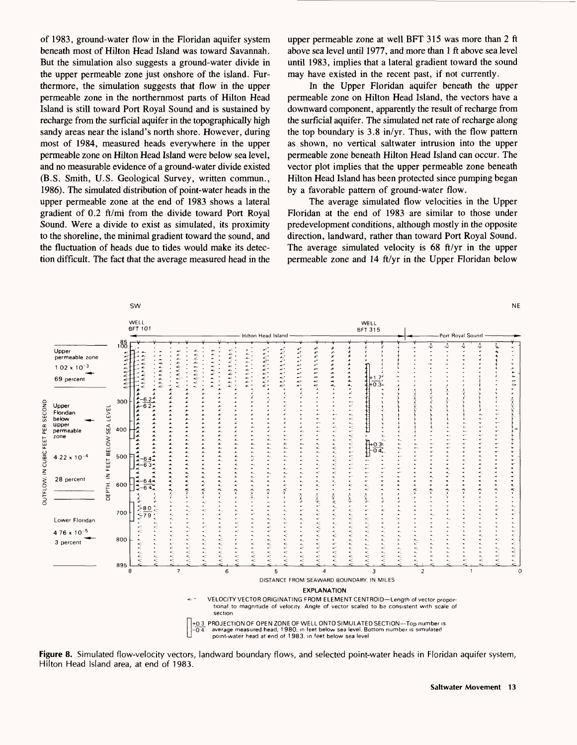of 1983, ground-water flow in the Floridan aquifer system beneath most of Hilton Head Island was toward Savannah. But the simulation also suggests a ground-water divide in the upper permeable zone just onshore of the island. Furthermore, the simulation suggests that flow in the upper permeable zone in the northernmost parts of Hilton Head Island is still toward Port Royal Sound and is sustained by recharge from the surficial aquifer in the topographically high sandy areas near the island's north shore. However, during most of 1984, measured heads everywhere in the upper permeable zone on Hilton Head Island were below sea level, and no measurable evidence of a ground-water divide existed (B.S. Smith, U.S. Geological Survey, written commun., 1986). The simulated distribution of point-water heads in the upper permeable zone at the end of 1983 shows a lateral gradient of 0.2 ft/mi from the divide toward Port Royal Sound. Were a divide to exist as simulated, its proximity to the shoreline, the minimal gradient toward the sound, and the fluctuation of heads due to tides would make its detection difficult. The fact that the average measured head in the upper permeable zone at well BFT 315 was more than 2 ft above sea level until 1977, and more than 1 ft above sea level until 1983, implies that a lateral gradient toward the sound may have existed in the recent past, if not currently.

In the Upper Floridan aquifer beneath the upper permeable zone on Hilton Head Island, the vectors have a downward component, apparently the result of recharge from the surficial aquifer. The simulated net rate of recharge along the top boundary is 3.8 in/yr. Thus, with the flow pattern as shown, no vertical saltwater intrusion into the upper permeable zone beneath Hilton Head Island can occur. The vector plot implies that the upper permeable zone beneath Hilton Head Island has been protected since pumping began by a favorable pattern of ground-water flow.

The average simulated flow velocities in the Upper Floridan at the end of 1983 are similar to those under predevelopment conditions, although mostly in the opposite direction, landward, rather than toward Port Royal Sound. The average simulated velocity is 68 ft/yr in the upper permeable zone and 14 ft/yr in the Upper Floridan below

**Figure 8.** Simulated flow-velocity vectors, landward boundary flows, and selected point-water heads in Floridan aquifer system, Hilton Head Island area, at end of 1983.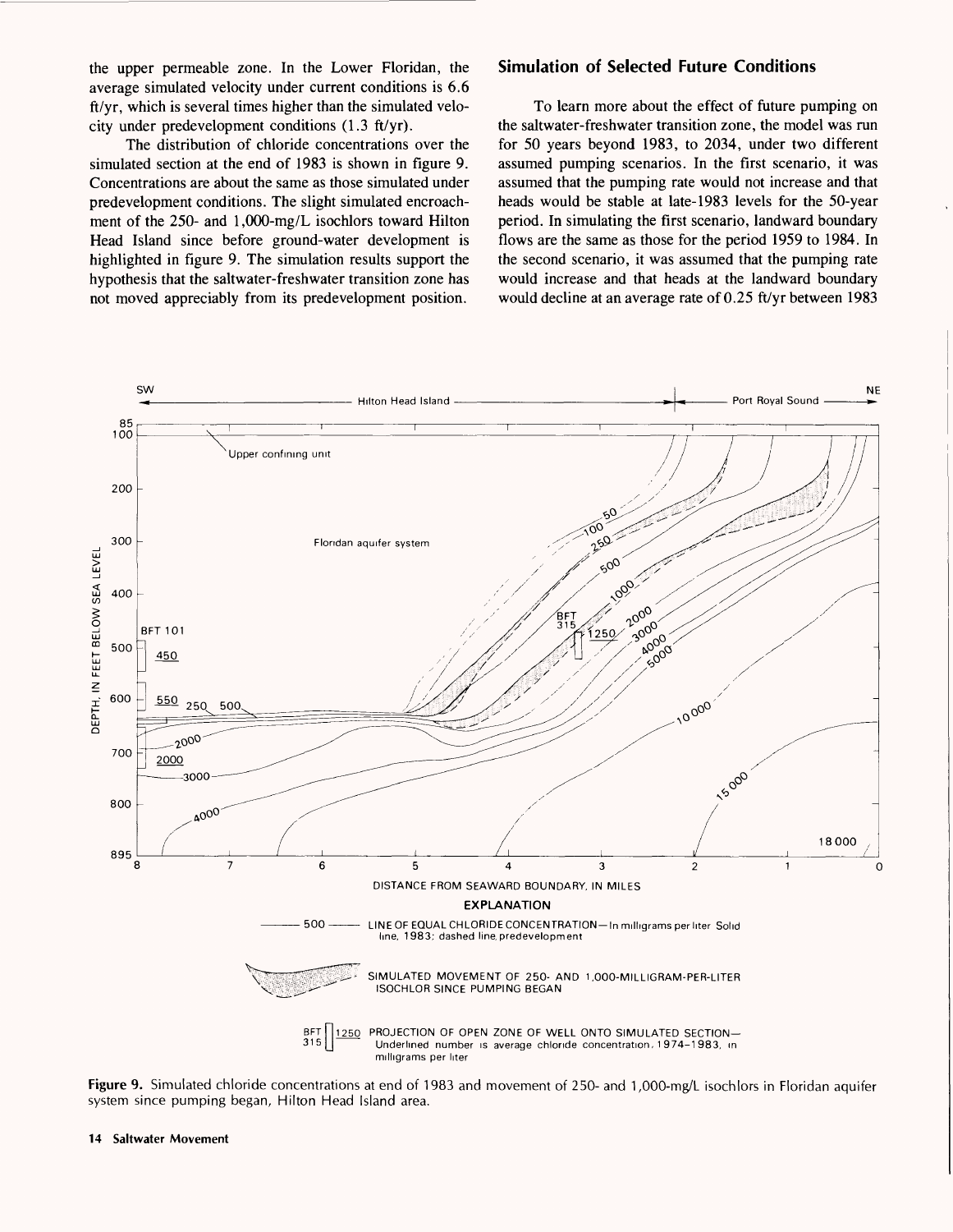the upper permeable zone. In the Lower Floridan, the average simulated velocity under current conditions is 6.6 ft/yr, which is several times higher than the simulated velocity under predevelopment conditions (1.3 ft/yr).

The distribution of chloride concentrations over the simulated section at the end of 1983 is shown in figure 9. Concentrations are about the same as those simulated under predevelopment conditions. The slight simulated encroachment of the 250- and 1,000-mg/L isochlors toward Hilton Head Island since before ground-water development is highlighted in figure 9. The simulation results support the hypothesis that the saltwater-freshwater transition zone has not moved appreciably from its predevelopment position.

## Simulation of Selected Future Conditions

To learn more about the effect of future pumping on the saltwater-freshwater transition zone, the model was run for 50 years beyond 1983, to 2034, under two different assumed pumping scenarios. In the first scenario, it was assumed that the pumping rate would not increase and that heads would be stable at late-1983 levels for the 50-year period. In simulating the first scenario, landward boundary flows are the same as those for the period 1959 to 1984. In the second scenario, it was assumed that the pumping rate would increase and that heads at the landward boundary would decline at an average rate of 0.25 ft/yr between 1983

**Figure 9.** Simulated chloride concentrations at end of 1983 and movement of 250- and 1,000-mg/L isochlors in Floridan aquifer system since pumping began, Hilton Head Island area.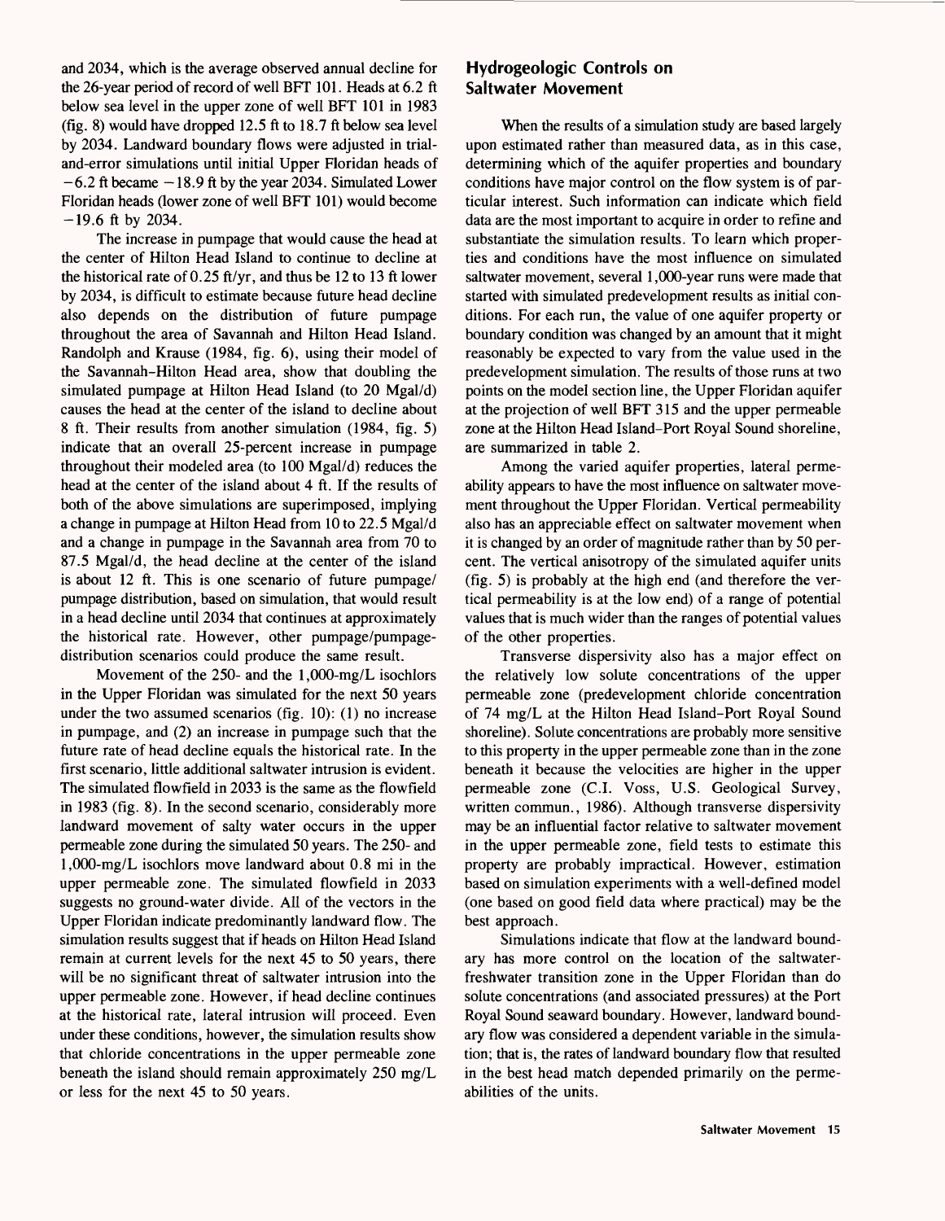and 2034, which is the average observed annual decline for the 26-year period of record of well BFT 101. Heads at 6.2 ft below sea level in the upper zone of well BFT 101 in 1983 (fig. 8) would have dropped 12.5 ft to 18.7 ft below sea level by 2034. Landward boundary flows were adjusted in trial-and-error simulations until initial Upper Floridan heads of −6.2 ft became −18.9 ft by the year 2034. Simulated Lower Floridan heads (lower zone of well BFT 101) would become −19.6 ft by 2034.

The increase in pumpage that would cause the head at the center of Hilton Head Island to continue to decline at the historical rate of 0.25 ft/yr, and thus be 12 to 13 ft lower by 2034, is difficult to estimate because future head decline also depends on the distribution of future pumpage throughout the area of Savannah and Hilton Head Island. Randolph and Krause (1984, fig. 6), using their model of the Savannah–Hilton Head area, show that doubling the simulated pumpage at Hilton Head Island (to 20 Mgal/d) causes the head at the center of the island to decline about 8 ft. Their results from another simulation (1984, fig. 5) indicate that an overall 25-percent increase in pumpage throughout their modeled area (to 100 Mgal/d) reduces the head at the center of the island about 4 ft. If the results of both of the above simulations are superimposed, implying a change in pumpage at Hilton Head from 10 to 22.5 Mgal/d and a change in pumpage in the Savannah area from 70 to 87.5 Mgal/d, the head decline at the center of the island is about 12 ft. This is one scenario of future pumpage/pumpage distribution, based on simulation, that would result in a head decline until 2034 that continues at approximately the historical rate. However, other pumpage/pumpage-distribution scenarios could produce the same result.

Movement of the 250- and the 1,000-mg/L isochlors in the Upper Floridan was simulated for the next 50 years under the two assumed scenarios (fig. 10): (1) no increase in pumpage, and (2) an increase in pumpage such that the future rate of head decline equals the historical rate. In the first scenario, little additional saltwater intrusion is evident. The simulated flowfield in 2033 is the same as the flowfield in 1983 (fig. 8). In the second scenario, considerably more landward movement of salty water occurs in the upper permeable zone during the simulated 50 years. The 250- and 1,000-mg/L isochlors move landward about 0.8 mi in the upper permeable zone. The simulated flowfield in 2033 suggests no ground-water divide. All of the vectors in the Upper Floridan indicate predominantly landward flow. The simulation results suggest that if heads on Hilton Head Island remain at current levels for the next 45 to 50 years, there will be no significant threat of saltwater intrusion into the upper permeable zone. However, if head decline continues at the historical rate, lateral intrusion will proceed. Even under these conditions, however, the simulation results show that chloride concentrations in the upper permeable zone beneath the island should remain approximately 250 mg/L or less for the next 45 to 50 years.

## Hydrogeologic Controls on Saltwater Movement

When the results of a simulation study are based largely upon estimated rather than measured data, as in this case, determining which of the aquifer properties and boundary conditions have major control on the flow system is of particular interest. Such information can indicate which field data are the most important to acquire in order to refine and substantiate the simulation results. To learn which properties and conditions have the most influence on simulated saltwater movement, several 1,000-year runs were made that started with simulated predevelopment results as initial conditions. For each run, the value of one aquifer property or boundary condition was changed by an amount that it might reasonably be expected to vary from the value used in the predevelopment simulation. The results of those runs at two points on the model section line, the Upper Floridan aquifer at the projection of well BFT 315 and the upper permeable zone at the Hilton Head Island–Port Royal Sound shoreline, are summarized in table 2.

Among the varied aquifer properties, lateral permeability appears to have the most influence on saltwater movement throughout the Upper Floridan. Vertical permeability also has an appreciable effect on saltwater movement when it is changed by an order of magnitude rather than by 50 percent. The vertical anisotropy of the simulated aquifer units (fig. 5) is probably at the high end (and therefore the vertical permeability is at the low end) of a range of potential values that is much wider than the ranges of potential values of the other properties.

Transverse dispersivity also has a major effect on the relatively low solute concentrations of the upper permeable zone (predevelopment chloride concentration of 74 mg/L at the Hilton Head Island–Port Royal Sound shoreline). Solute concentrations are probably more sensitive to this property in the upper permeable zone than in the zone beneath it because the velocities are higher in the upper permeable zone (C.I. Voss, U.S. Geological Survey, written commun., 1986). Although transverse dispersivity may be an influential factor relative to saltwater movement in the upper permeable zone, field tests to estimate this property are probably impractical. However, estimation based on simulation experiments with a well-defined model (one based on good field data where practical) may be the best approach.

Simulations indicate that flow at the landward boundary has more control on the location of the saltwater-freshwater transition zone in the Upper Floridan than do solute concentrations (and associated pressures) at the Port Royal Sound seaward boundary. However, landward boundary flow was considered a dependent variable in the simulation; that is, the rates of landward boundary flow that resulted in the best head match depended primarily on the permeabilities of the units.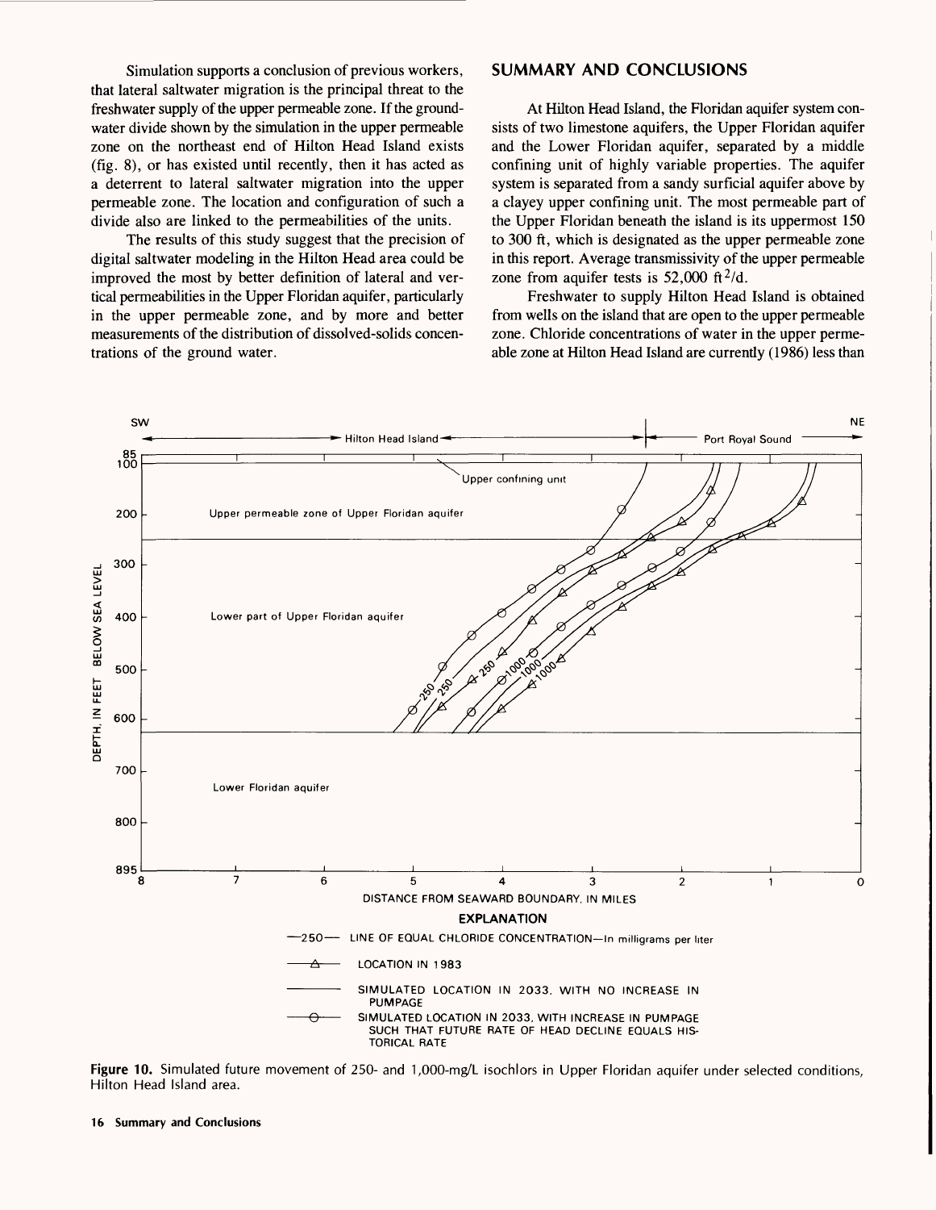Simulation supports a conclusion of previous workers, that lateral saltwater migration is the principal threat to the freshwater supply of the upper permeable zone. If the ground-water divide shown by the simulation in the upper permeable zone on the northeast end of Hilton Head Island exists (fig. 8), or has existed until recently, then it has acted as a deterrent to lateral saltwater migration into the upper permeable zone. The location and configuration of such a divide also are linked to the permeabilities of the units.

The results of this study suggest that the precision of digital saltwater modeling in the Hilton Head area could be improved the most by better definition of lateral and vertical permeabilities in the Upper Floridan aquifer, particularly in the upper permeable zone, and by more and better measurements of the distribution of dissolved-solids concentrations of the ground water.

## SUMMARY AND CONCLUSIONS

At Hilton Head Island, the Floridan aquifer system consists of two limestone aquifers, the Upper Floridan aquifer and the Lower Floridan aquifer, separated by a middle confining unit of highly variable properties. The aquifer system is separated from a sandy surficial aquifer above by a clayey upper confining unit. The most permeable part of the Upper Floridan beneath the island is its uppermost 150 to 300 ft, which is designated as the upper permeable zone in this report. Average transmissivity of the upper permeable zone from aquifer tests is 52,000 $ft^2/d$.

Freshwater to supply Hilton Head Island is obtained from wells on the island that are open to the upper permeable zone. Chloride concentrations of water in the upper permeable zone at Hilton Head Island are currently (1986) less than

**Figure 10.** Simulated future movement of 250- and 1,000-mg/L isochlors in Upper Floridan aquifer under selected conditions, Hilton Head Island area.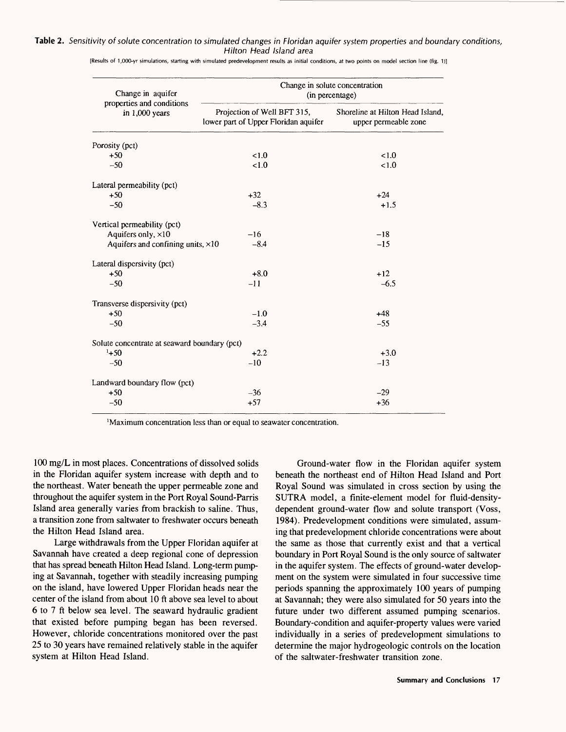**Table 2.** *Sensitivity of solute concentration to simulated changes in Floridan aquifer system properties and boundary conditions, Hilton Head Island area*

[Results of 1,000-yr simulations, starting with simulated predevelopment results as initial conditions, at two points on model section line (fig. 1)]

| Change in aquifer properties and conditions in 1,000 years | Change in solute concentration (in percentage) | |
|---|---|---|
| | Projection of Well BFT 315, lower part of Upper Floridan aquifer | Shoreline at Hilton Head Island, upper permeable zone |
| Porosity (pct) | | |
| +50 | <1.0 | <1.0 |
| −50 | <1.0 | <1.0 |
| Lateral permeability (pct) | | |
| +50 | +32 | +24 |
| −50 | −8.3 | +1.5 |
| Vertical permeability (pct) | | |
| Aquifers only, ×10 | −16 | −18 |
| Aquifers and confining units, ×10 | −8.4 | −15 |
| Lateral dispersivity (pct) | | |
| +50 | +8.0 | +12 |
| −50 | −11 | −6.5 |
| Transverse dispersivity (pct) | | |
| +50 | −1.0 | +48 |
| −50 | −3.4 | −55 |
| Solute concentrate at seaward boundary (pct) | | |
| [1]+50 | +2.2 | +3.0 |
| −50 | −10 | −13 |
| Landward boundary flow (pct) | | |
| +50 | −36 | −29 |
| −50 | +57 | +36 |

[1]Maximum concentration less than or equal to seawater concentration.

100 mg/L in most places. Concentrations of dissolved solids in the Floridan aquifer system increase with depth and to the northeast. Water beneath the upper permeable zone and throughout the aquifer system in the Port Royal Sound-Parris Island area generally varies from brackish to saline. Thus, a transition zone from saltwater to freshwater occurs beneath the Hilton Head Island area.

Large withdrawals from the Upper Floridan aquifer at Savannah have created a deep regional cone of depression that has spread beneath Hilton Head Island. Long-term pumping at Savannah, together with steadily increasing pumping on the island, have lowered Upper Floridan heads near the center of the island from about 10 ft above sea level to about 6 to 7 ft below sea level. The seaward hydraulic gradient that existed before pumping began has been reversed. However, chloride concentrations monitored over the past 25 to 30 years have remained relatively stable in the aquifer system at Hilton Head Island.

Ground-water flow in the Floridan aquifer system beneath the northeast end of Hilton Head Island and Port Royal Sound was simulated in cross section by using the SUTRA model, a finite-element model for fluid-density-dependent ground-water flow and solute transport (Voss, 1984). Predevelopment conditions were simulated, assuming that predevelopment chloride concentrations were about the same as those that currently exist and that a vertical boundary in Port Royal Sound is the only source of saltwater in the aquifer system. The effects of ground-water development on the system were simulated in four successive time periods spanning the approximately 100 years of pumping at Savannah; they were also simulated for 50 years into the future under two different assumed pumping scenarios. Boundary-condition and aquifer-property values were varied individually in a series of predevelopment simulations to determine the major hydrogeologic controls on the location of the saltwater-freshwater transition zone.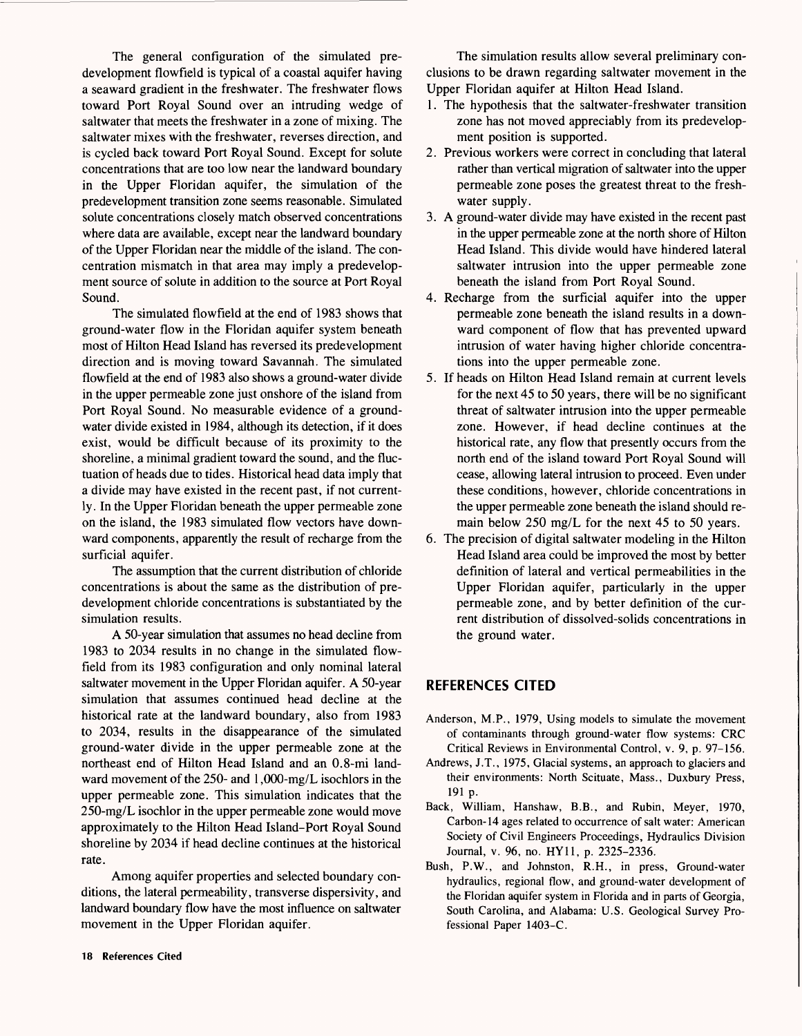The general configuration of the simulated predevelopment flowfield is typical of a coastal aquifer having a seaward gradient in the freshwater. The freshwater flows toward Port Royal Sound over an intruding wedge of saltwater that meets the freshwater in a zone of mixing. The saltwater mixes with the freshwater, reverses direction, and is cycled back toward Port Royal Sound. Except for solute concentrations that are too low near the landward boundary in the Upper Floridan aquifer, the simulation of the predevelopment transition zone seems reasonable. Simulated solute concentrations closely match observed concentrations where data are available, except near the landward boundary of the Upper Floridan near the middle of the island. The concentration mismatch in that area may imply a predevelopment source of solute in addition to the source at Port Royal Sound.

The simulated flowfield at the end of 1983 shows that ground-water flow in the Floridan aquifer system beneath most of Hilton Head Island has reversed its predevelopment direction and is moving toward Savannah. The simulated flowfield at the end of 1983 also shows a ground-water divide in the upper permeable zone just onshore of the island from Port Royal Sound. No measurable evidence of a ground-water divide existed in 1984, although its detection, if it does exist, would be difficult because of its proximity to the shoreline, a minimal gradient toward the sound, and the fluctuation of heads due to tides. Historical head data imply that a divide may have existed in the recent past, if not currently. In the Upper Floridan beneath the upper permeable zone on the island, the 1983 simulated flow vectors have downward components, apparently the result of recharge from the surficial aquifer.

The assumption that the current distribution of chloride concentrations is about the same as the distribution of predevelopment chloride concentrations is substantiated by the simulation results.

A 50-year simulation that assumes no head decline from 1983 to 2034 results in no change in the simulated flowfield from its 1983 configuration and only nominal lateral saltwater movement in the Upper Floridan aquifer. A 50-year simulation that assumes continued head decline at the historical rate at the landward boundary, also from 1983 to 2034, results in the disappearance of the simulated ground-water divide in the upper permeable zone at the northeast end of Hilton Head Island and an 0.8-mi landward movement of the 250- and 1,000-mg/L isochlors in the upper permeable zone. This simulation indicates that the 250-mg/L isochlor in the upper permeable zone would move approximately to the Hilton Head Island–Port Royal Sound shoreline by 2034 if head decline continues at the historical rate.

Among aquifer properties and selected boundary conditions, the lateral permeability, transverse dispersivity, and landward boundary flow have the most influence on saltwater movement in the Upper Floridan aquifer.

The simulation results allow several preliminary conclusions to be drawn regarding saltwater movement in the Upper Floridan aquifer at Hilton Head Island.

1. The hypothesis that the saltwater-freshwater transition zone has not moved appreciably from its predevelopment position is supported.
2. Previous workers were correct in concluding that lateral rather than vertical migration of saltwater into the upper permeable zone poses the greatest threat to the freshwater supply.
3. A ground-water divide may have existed in the recent past in the upper permeable zone at the north shore of Hilton Head Island. This divide would have hindered lateral saltwater intrusion into the upper permeable zone beneath the island from Port Royal Sound.
4. Recharge from the surficial aquifer into the upper permeable zone beneath the island results in a downward component of flow that has prevented upward intrusion of water having higher chloride concentrations into the upper permeable zone.
5. If heads on Hilton Head Island remain at current levels for the next 45 to 50 years, there will be no significant threat of saltwater intrusion into the upper permeable zone. However, if head decline continues at the historical rate, any flow that presently occurs from the north end of the island toward Port Royal Sound will cease, allowing lateral intrusion to proceed. Even under these conditions, however, chloride concentrations in the upper permeable zone beneath the island should remain below 250 mg/L for the next 45 to 50 years.
6. The precision of digital saltwater modeling in the Hilton Head Island area could be improved the most by better definition of lateral and vertical permeabilities in the Upper Floridan aquifer, particularly in the upper permeable zone, and by better definition of the current distribution of dissolved-solids concentrations in the ground water.

## REFERENCES CITED

Anderson, M.P., 1979, Using models to simulate the movement of contaminants through ground-water flow systems: CRC Critical Reviews in Environmental Control, v. 9, p. 97–156.

Andrews, J.T., 1975, Glacial systems, an approach to glaciers and their environments: North Scituate, Mass., Duxbury Press, 191 p.

Back, William, Hanshaw, B.B., and Rubin, Meyer, 1970, Carbon-14 ages related to occurrence of salt water: American Society of Civil Engineers Proceedings, Hydraulics Division Journal, v. 96, no. HY11, p. 2325–2336.

Bush, P.W., and Johnston, R.H., in press, Ground-water hydraulics, regional flow, and ground-water development of the Floridan aquifer system in Florida and in parts of Georgia, South Carolina, and Alabama: U.S. Geological Survey Professional Paper 1403-C.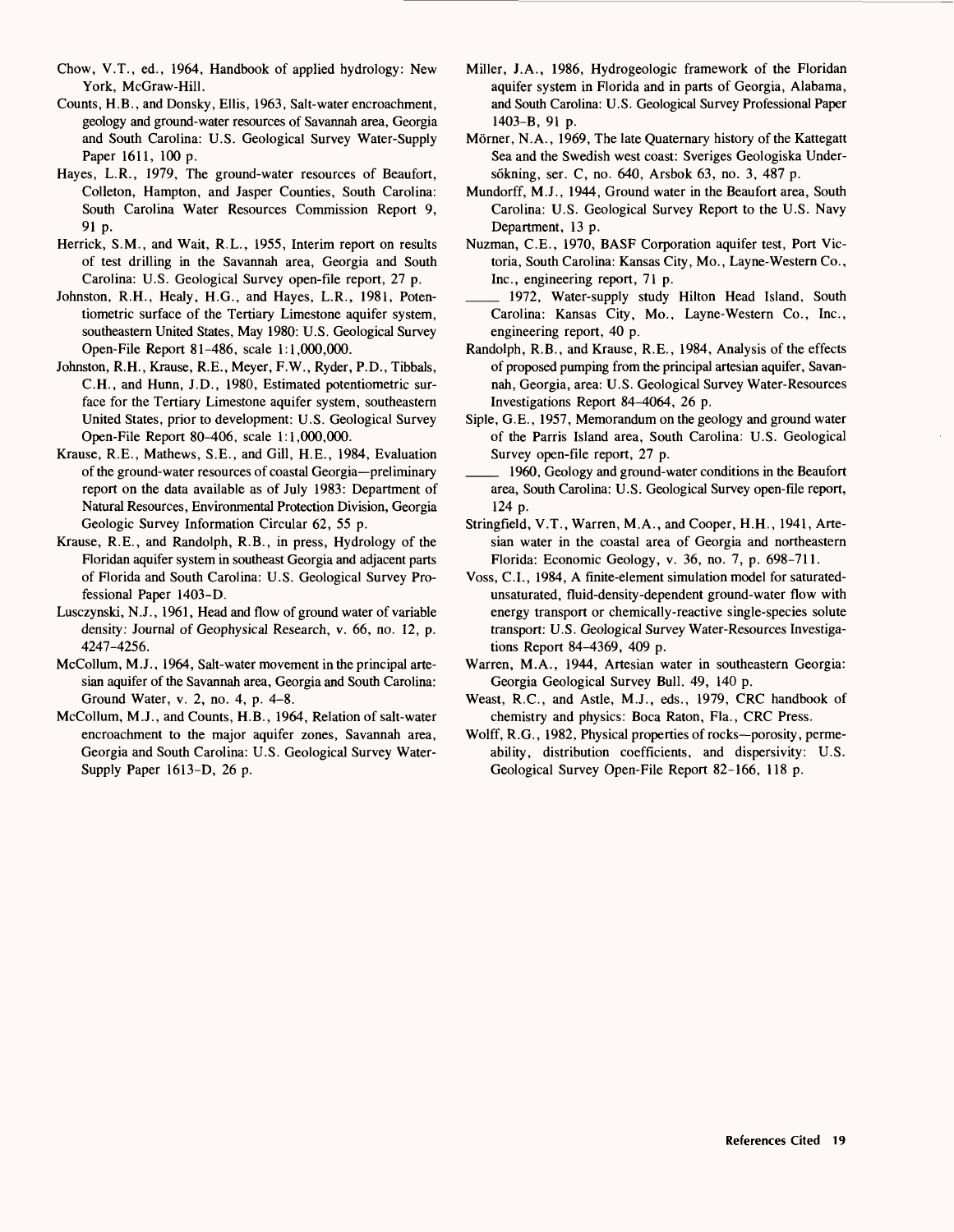Chow, V.T., ed., 1964, Handbook of applied hydrology: New York, McGraw-Hill.

Counts, H.B., and Donsky, Ellis, 1963, Salt-water encroachment, geology and ground-water resources of Savannah area, Georgia and South Carolina: U.S. Geological Survey Water-Supply Paper 1611, 100 p.

Hayes, L.R., 1979, The ground-water resources of Beaufort, Colleton, Hampton, and Jasper Counties, South Carolina: South Carolina Water Resources Commission Report 9, 91 p.

Herrick, S.M., and Wait, R.L., 1955, Interim report on results of test drilling in the Savannah area, Georgia and South Carolina: U.S. Geological Survey open-file report, 27 p.

Johnston, R.H., Healy, H.G., and Hayes, L.R., 1981, Potentiometric surface of the Tertiary Limestone aquifer system, southeastern United States, May 1980: U.S. Geological Survey Open-File Report 81-486, scale 1:1,000,000.

Johnston, R.H., Krause, R.E., Meyer, F.W., Ryder, P.D., Tibbals, C.H., and Hunn, J.D., 1980, Estimated potentiometric surface for the Tertiary Limestone aquifer system, southeastern United States, prior to development: U.S. Geological Survey Open-File Report 80-406, scale 1:1,000,000.

Krause, R.E., Mathews, S.E., and Gill, H.E., 1984, Evaluation of the ground-water resources of coastal Georgia—preliminary report on the data available as of July 1983: Department of Natural Resources, Environmental Protection Division, Georgia Geologic Survey Information Circular 62, 55 p.

Krause, R.E., and Randolph, R.B., in press, Hydrology of the Floridan aquifer system in southeast Georgia and adjacent parts of Florida and South Carolina: U.S. Geological Survey Professional Paper 1403-D.

Lusczynski, N.J., 1961, Head and flow of ground water of variable density: Journal of Geophysical Research, v. 66, no. 12, p. 4247-4256.

McCollum, M.J., 1964, Salt-water movement in the principal artesian aquifer of the Savannah area, Georgia and South Carolina: Ground Water, v. 2, no. 4, p. 4-8.

McCollum, M.J., and Counts, H.B., 1964, Relation of salt-water encroachment to the major aquifer zones, Savannah area, Georgia and South Carolina: U.S. Geological Survey Water-Supply Paper 1613-D, 26 p.

Miller, J.A., 1986, Hydrogeologic framework of the Floridan aquifer system in Florida and in parts of Georgia, Alabama, and South Carolina: U.S. Geological Survey Professional Paper 1403-B, 91 p.

Mörner, N.A., 1969, The late Quaternary history of the Kattegatt Sea and the Swedish west coast: Sveriges Geologiska Undersökning, ser. C, no. 640, Arsbok 63, no. 3, 487 p.

Mundorff, M.J., 1944, Ground water in the Beaufort area, South Carolina: U.S. Geological Survey Report to the U.S. Navy Department, 13 p.

Nuzman, C.E., 1970, BASF Corporation aquifer test, Port Victoria, South Carolina: Kansas City, Mo., Layne-Western Co., Inc., engineering report, 71 p.

_____ 1972, Water-supply study Hilton Head Island, South Carolina: Kansas City, Mo., Layne-Western Co., Inc., engineering report, 40 p.

Randolph, R.B., and Krause, R.E., 1984, Analysis of the effects of proposed pumping from the principal artesian aquifer, Savannah, Georgia, area: U.S. Geological Survey Water-Resources Investigations Report 84-4064, 26 p.

Siple, G.E., 1957, Memorandum on the geology and ground water of the Parris Island area, South Carolina: U.S. Geological Survey open-file report, 27 p.

_____ 1960, Geology and ground-water conditions in the Beaufort area, South Carolina: U.S. Geological Survey open-file report, 124 p.

Stringfield, V.T., Warren, M.A., and Cooper, H.H., 1941, Artesian water in the coastal area of Georgia and northeastern Florida: Economic Geology, v. 36, no. 7, p. 698-711.

Voss, C.I., 1984, A finite-element simulation model for saturated-unsaturated, fluid-density-dependent ground-water flow with energy transport or chemically-reactive single-species solute transport: U.S. Geological Survey Water-Resources Investigations Report 84-4369, 409 p.

Warren, M.A., 1944, Artesian water in southeastern Georgia: Georgia Geological Survey Bull. 49, 140 p.

Weast, R.C., and Astle, M.J., eds., 1979, CRC handbook of chemistry and physics: Boca Raton, Fla., CRC Press.

Wolff, R.G., 1982, Physical properties of rocks—porosity, permeability, distribution coefficients, and dispersivity: U.S. Geological Survey Open-File Report 82-166, 118 p.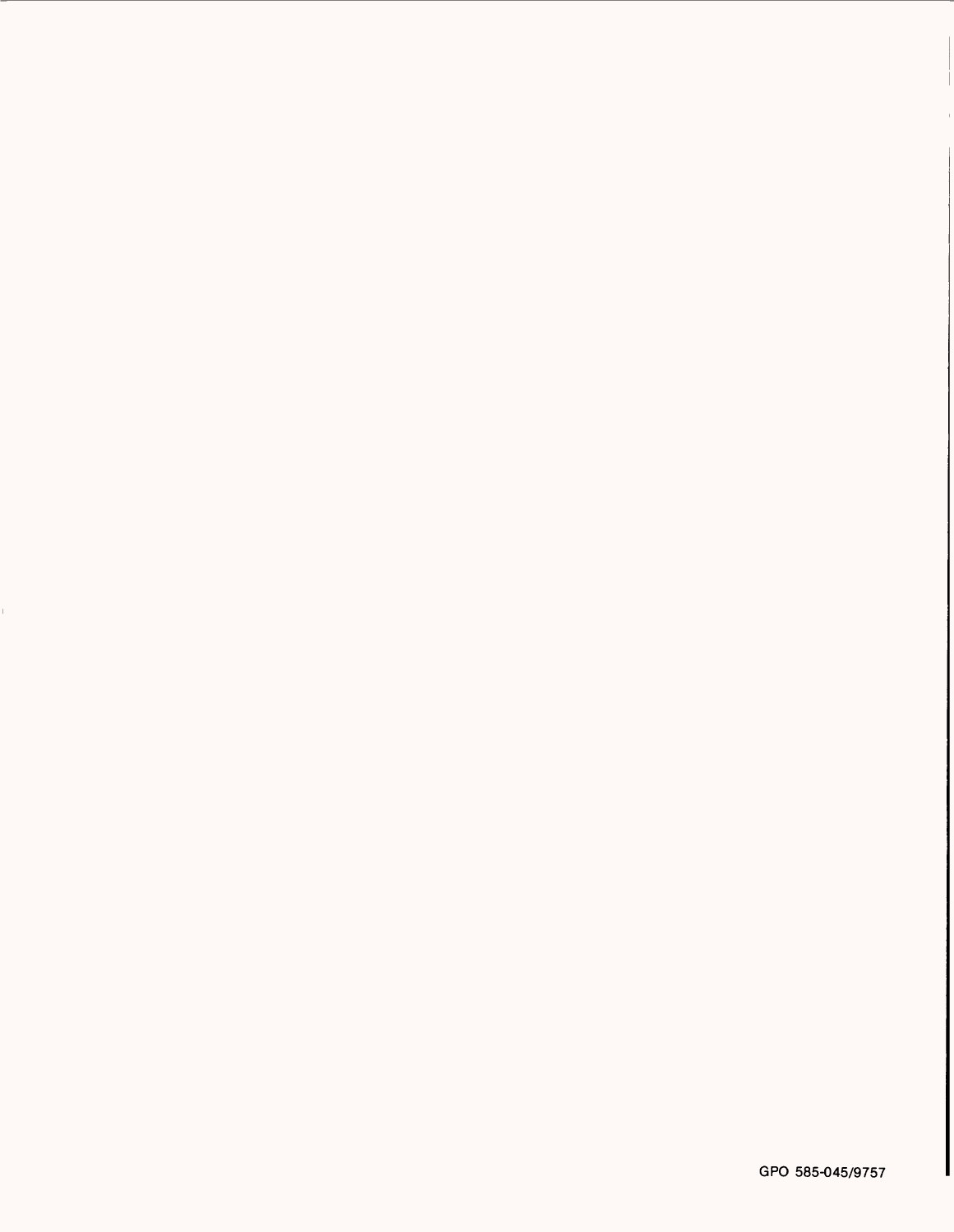GPO 585-045/9757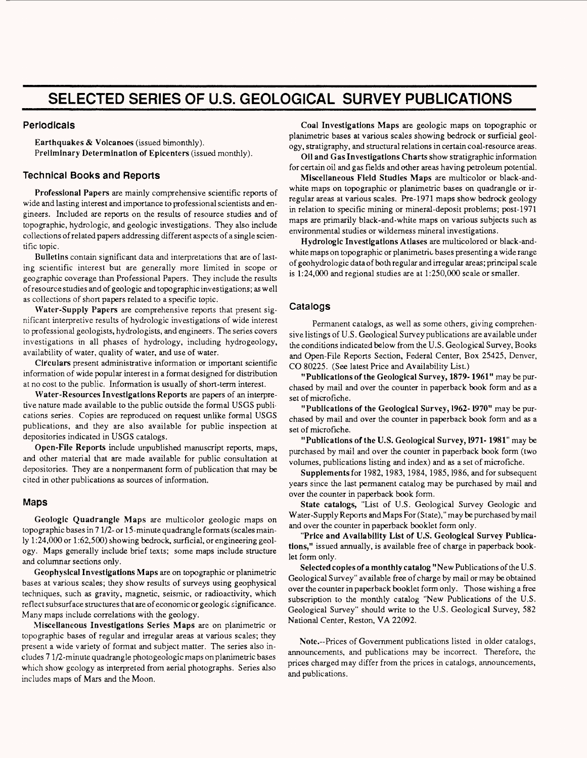# SELECTED SERIES OF U.S. GEOLOGICAL SURVEY PUBLICATIONS

## Periodicals

**Earthquakes & Volcanoes** (issued bimonthly).
**Preliminary Determination of Epicenters** (issued monthly).

## Technical Books and Reports

**Professional Papers** are mainly comprehensive scientific reports of wide and lasting interest and importance to professional scientists and engineers. Included are reports on the results of resource studies and of topographic, hydrologic, and geologic investigations. They also include collections of related papers addressing different aspects of a single scientific topic.

**Bulletins** contain significant data and interpretations that are of lasting scientific interest but are generally more limited in scope or geographic coverage than Professional Papers. They include the results of resource studies and of geologic and topographic investigations; as well as collections of short papers related to a specific topic.

**Water-Supply Papers** are comprehensive reports that present significant interpretive results of hydrologic investigations of wide interest to professional geologists, hydrologists, and engineers. The series covers investigations in all phases of hydrology, including hydrogeology, availability of water, quality of water, and use of water.

**Circulars** present administrative information or important scientific information of wide popular interest in a format designed for distribution at no cost to the public. Information is usually of short-term interest.

**Water-Resources Investigations Reports** are papers of an interpretive nature made available to the public outside the formal USGS publications series. Copies are reproduced on request unlike formal USGS publications, and they are also available for public inspection at depositories indicated in USGS catalogs.

**Open-File Reports** include unpublished manuscript reports, maps, and other material that are made available for public consultation at depositories. They are a nonpermanent form of publication that may be cited in other publications as sources of information.

## Maps

**Geologic Quadrangle Maps** are multicolor geologic maps on topographic bases in 7 1/2- or 15-minute quadrangle formats (scales mainly 1:24,000 or 1:62,500) showing bedrock, surficial, or engineering geology. Maps generally include brief texts; some maps include structure and columnar sections only.

**Geophysical Investigations Maps** are on topographic or planimetric bases at various scales; they show results of surveys using geophysical techniques, such as gravity, magnetic, seismic, or radioactivity, which reflect subsurface structures that are of economic or geologic significance. Many maps include correlations with the geology.

**Miscellaneous Investigations Series Maps** are on planimetric or topographic bases of regular and irregular areas at various scales; they present a wide variety of format and subject matter. The series also includes 7 1/2-minute quadrangle photogeologic maps on planimetric bases which show geology as interpreted from aerial photographs. Series also includes maps of Mars and the Moon.

**Coal Investigations Maps** are geologic maps on topographic or planimetric bases at various scales showing bedrock or surficial geology, stratigraphy, and structural relations in certain coal-resource areas.

**Oil and Gas Investigations Charts** show stratigraphic information for certain oil and gas fields and other areas having petroleum potential.

**Miscellaneous Field Studies Maps** are multicolor or black-and-white maps on topographic or planimetric bases on quadrangle or irregular areas at various scales. Pre-1971 maps show bedrock geology in relation to specific mining or mineral-deposit problems; post-1971 maps are primarily black-and-white maps on various subjects such as environmental studies or wilderness mineral investigations.

**Hydrologic Investigations Atlases** are multicolored or black-and-white maps on topographic or planimetric bases presenting a wide range of geohydrologic data of both regular and irregular areas; principal scale is 1:24,000 and regional studies are at 1:250,000 scale or smaller.

## Catalogs

Permanent catalogs, as well as some others, giving comprehensive listings of U.S. Geological Survey publications are available under the conditions indicated below from the U.S. Geological Survey, Books and Open-File Reports Section, Federal Center, Box 25425, Denver, CO 80225. (See latest Price and Availability List.)

**"Publications of the Geological Survey, 1879- 1961"** may be purchased by mail and over the counter in paperback book form and as a set of microfiche.

**"Publications of the Geological Survey, 1962- 1970"** may be purchased by mail and over the counter in paperback book form and as a set of microfiche.

**"Publications of the U.S. Geological Survey, 1971- 1981"** may be purchased by mail and over the counter in paperback book form (two volumes, publications listing and index) and as a set of microfiche.

**Supplements** for 1982, 1983, 1984, 1985, 1986, and for subsequent years since the last permanent catalog may be purchased by mail and over the counter in paperback book form.

**State catalogs,** "List of U.S. Geological Survey Geologic and Water-Supply Reports and Maps For (State)," may be purchased by mail and over the counter in paperback booklet form only.

**"Price and Availability List of U.S. Geological Survey Publications,"** issued annually, is available free of charge in paperback booklet form only.

**Selected copies of a monthly catalog** "New Publications of the U.S. Geological Survey" available free of charge by mail or may be obtained over the counter in paperback booklet form only. Those wishing a free subscription to the monthly catalog "New Publications of the U.S. Geological Survey" should write to the U.S. Geological Survey, 582 National Center, Reston, VA 22092.

**Note.**--Prices of Government publications listed in older catalogs, announcements, and publications may be incorrect. Therefore, the prices charged may differ from the prices in catalogs, announcements, and publications.